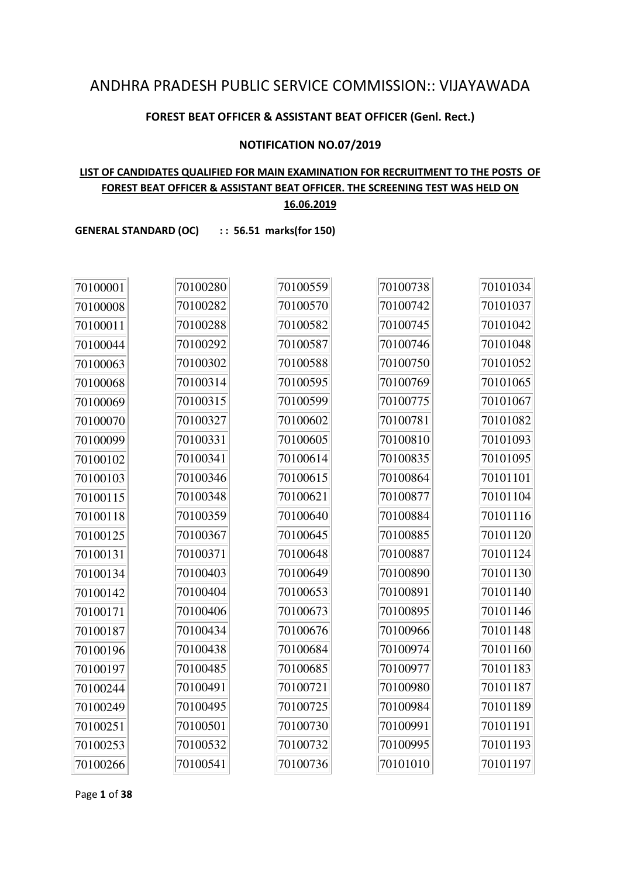# ANDHRA PRADESH PUBLIC SERVICE COMMISSION:: VIJAYAWADA

**FOREST BEAT OFFICER & ASSISTANT BEAT OFFICER (Genl. Rect.)**

**NOTIFICATION NO.07/2019**

**LIST OF CANDIDATES QUALIFIED FOR MAIN EXAMINATION FOR RECRUITMENT TO THE POSTS OF FOREST BEAT OFFICER & ASSISTANT BEAT OFFICER. THE SCREENING TEST WAS HELD ON 16.06.2019**

**GENERAL STANDARD (OC) : : 56.51 marks(for 150)**

| | | | | |
|---|---|---|---|---|
| 70100001 | 70100280 | 70100559 | 70100738 | 70101034 |
| 70100008 | 70100282 | 70100570 | 70100742 | 70101037 |
| 70100011 | 70100288 | 70100582 | 70100745 | 70101042 |
| 70100044 | 70100292 | 70100587 | 70100746 | 70101048 |
| 70100063 | 70100302 | 70100588 | 70100750 | 70101052 |
| 70100068 | 70100314 | 70100595 | 70100769 | 70101065 |
| 70100069 | 70100315 | 70100599 | 70100775 | 70101067 |
| 70100070 | 70100327 | 70100602 | 70100781 | 70101082 |
| 70100099 | 70100331 | 70100605 | 70100810 | 70101093 |
| 70100102 | 70100341 | 70100614 | 70100835 | 70101095 |
| 70100103 | 70100346 | 70100615 | 70100864 | 70101101 |
| 70100115 | 70100348 | 70100621 | 70100877 | 70101104 |
| 70100118 | 70100359 | 70100640 | 70100884 | 70101116 |
| 70100125 | 70100367 | 70100645 | 70100885 | 70101120 |
| 70100131 | 70100371 | 70100648 | 70100887 | 70101124 |
| 70100134 | 70100403 | 70100649 | 70100890 | 70101130 |
| 70100142 | 70100404 | 70100653 | 70100891 | 70101140 |
| 70100171 | 70100406 | 70100673 | 70100895 | 70101146 |
| 70100187 | 70100434 | 70100676 | 70100966 | 70101148 |
| 70100196 | 70100438 | 70100684 | 70100974 | 70101160 |
| 70100197 | 70100485 | 70100685 | 70100977 | 70101183 |
| 70100244 | 70100491 | 70100721 | 70100980 | 70101187 |
| 70100249 | 70100495 | 70100725 | 70100984 | 70101189 |
| 70100251 | 70100501 | 70100730 | 70100991 | 70101191 |
| 70100253 | 70100532 | 70100732 | 70100995 | 70101193 |
| 70100266 | 70100541 | 70100736 | 70101010 | 70101197 |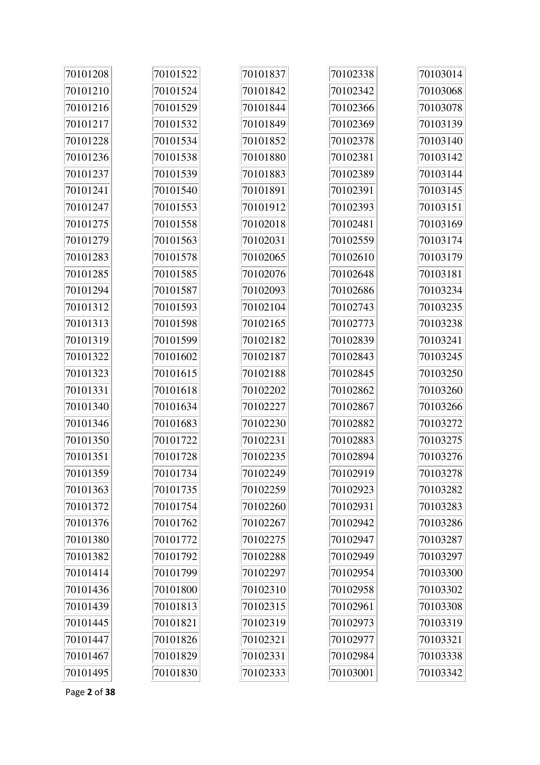| | | | | |
|---|---|---|---|---|
| 70101208 | 70101522 | 70101837 | 70102338 | 70103014 |
| 70101210 | 70101524 | 70101842 | 70102342 | 70103068 |
| 70101216 | 70101529 | 70101844 | 70102366 | 70103078 |
| 70101217 | 70101532 | 70101849 | 70102369 | 70103139 |
| 70101228 | 70101534 | 70101852 | 70102378 | 70103140 |
| 70101236 | 70101538 | 70101880 | 70102381 | 70103142 |
| 70101237 | 70101539 | 70101883 | 70102389 | 70103144 |
| 70101241 | 70101540 | 70101891 | 70102391 | 70103145 |
| 70101247 | 70101553 | 70101912 | 70102393 | 70103151 |
| 70101275 | 70101558 | 70102018 | 70102481 | 70103169 |
| 70101279 | 70101563 | 70102031 | 70102559 | 70103174 |
| 70101283 | 70101578 | 70102065 | 70102610 | 70103179 |
| 70101285 | 70101585 | 70102076 | 70102648 | 70103181 |
| 70101294 | 70101587 | 70102093 | 70102686 | 70103234 |
| 70101312 | 70101593 | 70102104 | 70102743 | 70103235 |
| 70101313 | 70101598 | 70102165 | 70102773 | 70103238 |
| 70101319 | 70101599 | 70102182 | 70102839 | 70103241 |
| 70101322 | 70101602 | 70102187 | 70102843 | 70103245 |
| 70101323 | 70101615 | 70102188 | 70102845 | 70103250 |
| 70101331 | 70101618 | 70102202 | 70102862 | 70103260 |
| 70101340 | 70101634 | 70102227 | 70102867 | 70103266 |
| 70101346 | 70101683 | 70102230 | 70102882 | 70103272 |
| 70101350 | 70101722 | 70102231 | 70102883 | 70103275 |
| 70101351 | 70101728 | 70102235 | 70102894 | 70103276 |
| 70101359 | 70101734 | 70102249 | 70102919 | 70103278 |
| 70101363 | 70101735 | 70102259 | 70102923 | 70103282 |
| 70101372 | 70101754 | 70102260 | 70102931 | 70103283 |
| 70101376 | 70101762 | 70102267 | 70102942 | 70103286 |
| 70101380 | 70101772 | 70102275 | 70102947 | 70103287 |
| 70101382 | 70101792 | 70102288 | 70102949 | 70103297 |
| 70101414 | 70101799 | 70102297 | 70102954 | 70103300 |
| 70101436 | 70101800 | 70102310 | 70102958 | 70103302 |
| 70101439 | 70101813 | 70102315 | 70102961 | 70103308 |
| 70101445 | 70101821 | 70102319 | 70102973 | 70103319 |
| 70101447 | 70101826 | 70102321 | 70102977 | 70103321 |
| 70101467 | 70101829 | 70102331 | 70102984 | 70103338 |
| 70101495 | 70101830 | 70102333 | 70103001 | 70103342 |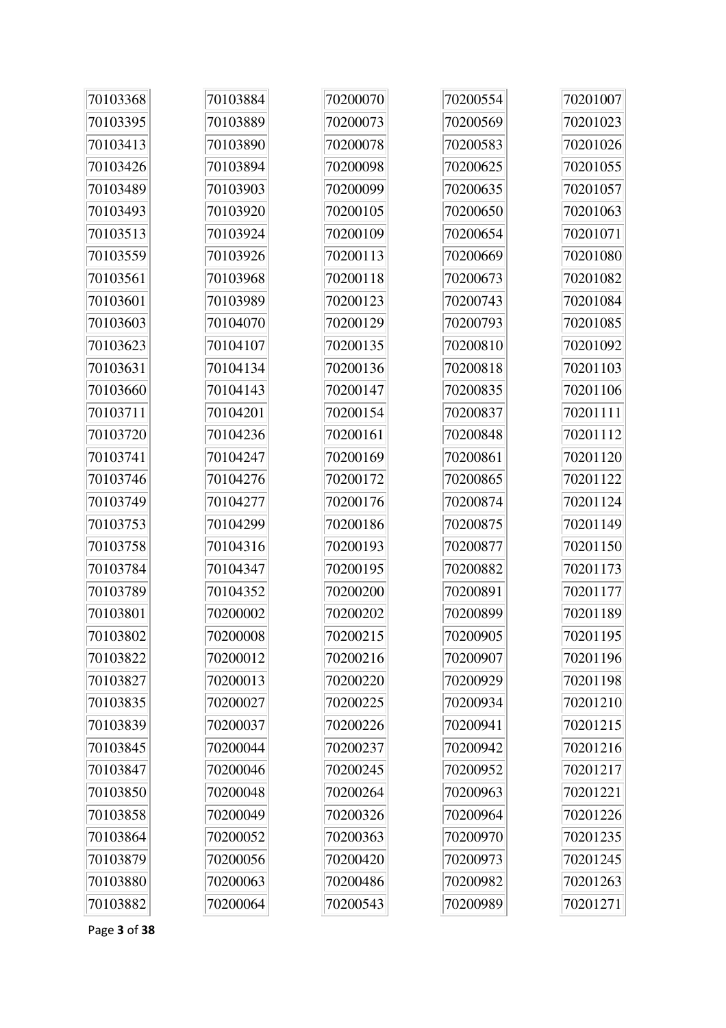70103368
70103395
70103413
70103426
70103489
70103493
70103513
70103559
70103561
70103601
70103603
70103623
70103631
70103660
70103711
70103720
70103741
70103746
70103749
70103753
70103758
70103784
70103789
70103801
70103802
70103822
70103827
70103835
70103839
70103845
70103847
70103850
70103858
70103864
70103879
70103880
70103882
70103884
70103889
70103890
70103894
70103903
70103920
70103924
70103926
70103968
70103989
70104070
70104107
70104134
70104143
70104201
70104236
70104247
70104276
70104277
70104299
70104316
70104347
70104352
70200002
70200008
70200012
70200013
70200027
70200037
70200044
70200046
70200048
70200049
70200052
70200056
70200063
70200064
70200070
70200073
70200078
70200098
70200099
70200105
70200109
70200113
70200118
70200123
70200129
70200135
70200136
70200147
70200154
70200161
70200169
70200172
70200176
70200186
70200193
70200195
70200200
70200202
70200215
70200216
70200220
70200225
70200226
70200237
70200245
70200264
70200326
70200363
70200420
70200486
70200543
70200554
70200569
70200583
70200625
70200635
70200650
70200654
70200669
70200673
70200743
70200793
70200810
70200818
70200835
70200837
70200848
70200861
70200865
70200874
70200875
70200877
70200882
70200891
70200899
70200905
70200907
70200929
70200934
70200941
70200942
70200952
70200963
70200964
70200970
70200973
70200982
70200989
70201007
70201023
70201026
70201055
70201057
70201063
70201071
70201080
70201082
70201084
70201085
70201092
70201103
70201106
70201111
70201112
70201120
70201122
70201124
70201149
70201150
70201173
70201177
70201189
70201195
70201196
70201198
70201210
70201215
70201216
70201217
70201221
70201226
70201235
70201245
70201263
70201271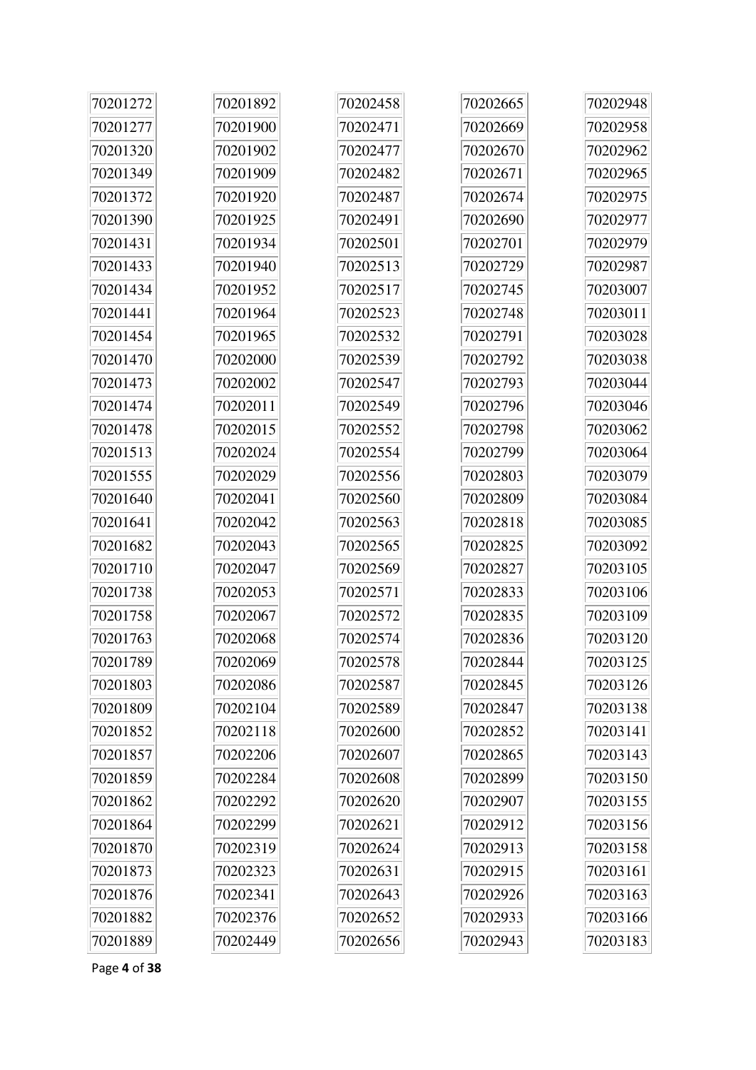70201272
70201277
70201320
70201349
70201372
70201390
70201431
70201433
70201434
70201441
70201454
70201470
70201473
70201474
70201478
70201513
70201555
70201640
70201641
70201682
70201710
70201738
70201758
70201763
70201789
70201803
70201809
70201852
70201857
70201859
70201862
70201864
70201870
70201873
70201876
70201882
70201889
70201892
70201900
70201902
70201909
70201920
70201925
70201934
70201940
70201952
70201964
70201965
70202000
70202002
70202011
70202015
70202024
70202029
70202041
70202042
70202043
70202047
70202053
70202067
70202068
70202069
70202086
70202104
70202118
70202206
70202284
70202292
70202299
70202319
70202323
70202341
70202376
70202449
70202458
70202471
70202477
70202482
70202487
70202491
70202501
70202513
70202517
70202523
70202532
70202539
70202547
70202549
70202552
70202554
70202556
70202560
70202563
70202565
70202569
70202571
70202572
70202574
70202578
70202587
70202589
70202600
70202607
70202608
70202620
70202621
70202624
70202631
70202643
70202652
70202656
70202665
70202669
70202670
70202671
70202674
70202690
70202701
70202729
70202745
70202748
70202791
70202792
70202793
70202796
70202798
70202799
70202803
70202809
70202818
70202825
70202827
70202833
70202835
70202836
70202844
70202845
70202847
70202852
70202865
70202899
70202907
70202912
70202913
70202915
70202926
70202933
70202943
70202948
70202958
70202962
70202965
70202975
70202977
70202979
70202987
70203007
70203011
70203028
70203038
70203044
70203046
70203062
70203064
70203079
70203084
70203085
70203092
70203105
70203106
70203109
70203120
70203125
70203126
70203138
70203141
70203143
70203150
70203155
70203156
70203158
70203161
70203163
70203166
70203183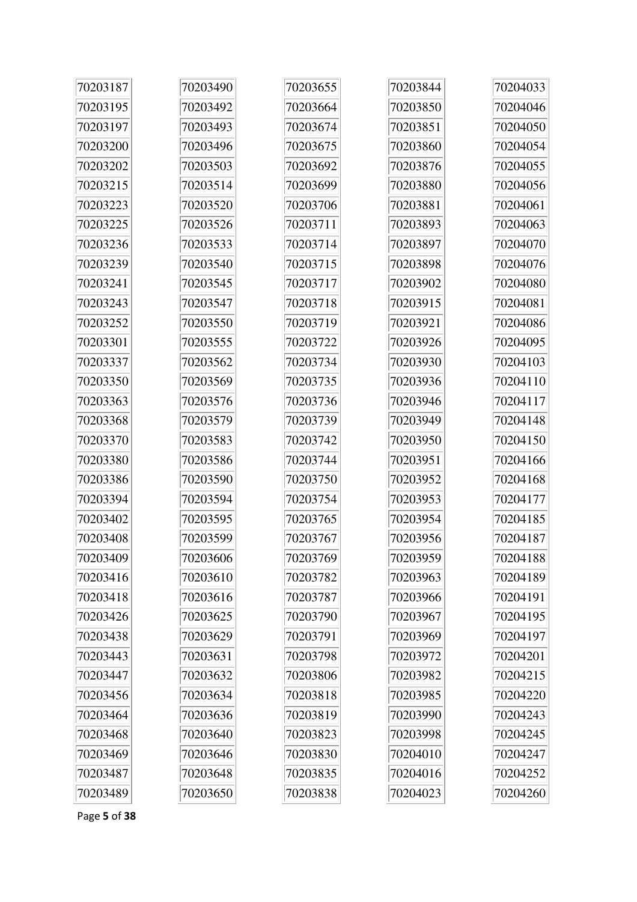70203187
70203195
70203197
70203200
70203202
70203215
70203223
70203225
70203236
70203239
70203241
70203243
70203252
70203301
70203337
70203350
70203363
70203368
70203370
70203380
70203386
70203394
70203402
70203408
70203409
70203416
70203418
70203426
70203438
70203443
70203447
70203456
70203464
70203468
70203469
70203487
70203489

70203490
70203492
70203493
70203496
70203503
70203514
70203520
70203526
70203533
70203540
70203545
70203547
70203550
70203555
70203562
70203569
70203576
70203579
70203583
70203586
70203590
70203594
70203595
70203599
70203606
70203610
70203616
70203625
70203629
70203631
70203632
70203634
70203636
70203640
70203646
70203648
70203650

70203655
70203664
70203674
70203675
70203692
70203699
70203706
70203711
70203714
70203715
70203717
70203718
70203719
70203722
70203734
70203735
70203736
70203739
70203742
70203744
70203750
70203754
70203765
70203767
70203769
70203782
70203787
70203790
70203791
70203798
70203806
70203818
70203819
70203823
70203830
70203835
70203838

70203844
70203850
70203851
70203860
70203876
70203880
70203881
70203893
70203897
70203898
70203902
70203915
70203921
70203926
70203930
70203936
70203946
70203949
70203950
70203951
70203952
70203953
70203954
70203956
70203959
70203963
70203966
70203967
70203969
70203972
70203982
70203985
70203990
70203998
70204010
70204016
70204023

70204033
70204046
70204050
70204054
70204055
70204056
70204061
70204063
70204070
70204076
70204080
70204081
70204086
70204095
70204103
70204110
70204117
70204148
70204150
70204166
70204168
70204177
70204185
70204187
70204188
70204189
70204191
70204195
70204197
70204201
70204215
70204220
70204243
70204245
70204247
70204252
70204260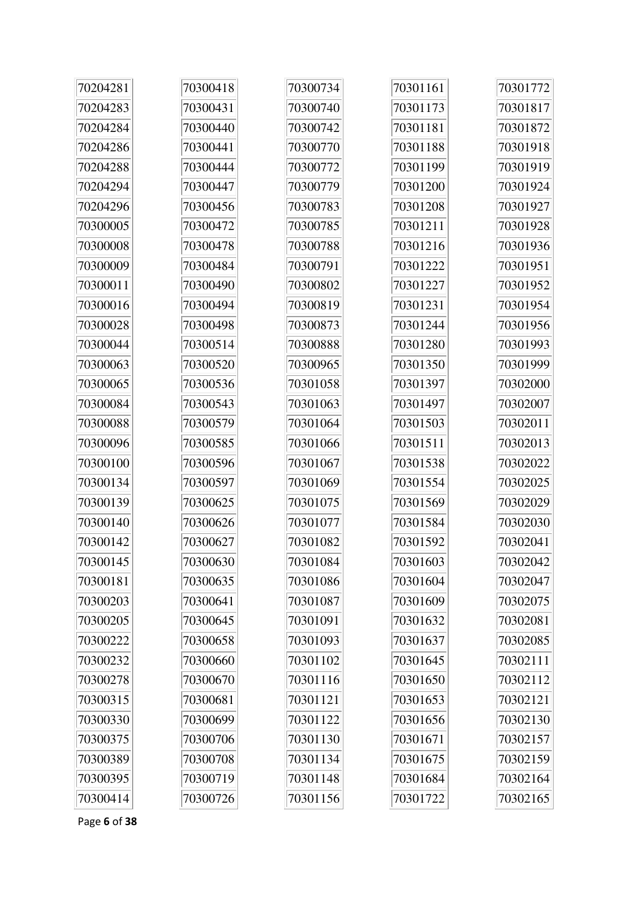70204281
70204283
70204284
70204286
70204288
70204294
70204296
70300005
70300008
70300009
70300011
70300016
70300028
70300044
70300063
70300065
70300084
70300088
70300096
70300100
70300134
70300139
70300140
70300142
70300145
70300181
70300203
70300205
70300222
70300232
70300278
70300315
70300330
70300375
70300389
70300395
70300414

70300418
70300431
70300440
70300441
70300444
70300447
70300456
70300472
70300478
70300484
70300490
70300494
70300498
70300514
70300520
70300536
70300543
70300579
70300585
70300596
70300597
70300625
70300626
70300627
70300630
70300635
70300641
70300645
70300658
70300660
70300670
70300681
70300699
70300706
70300708
70300719
70300726

70300734
70300740
70300742
70300770
70300772
70300779
70300783
70300785
70300788
70300791
70300802
70300819
70300873
70300888
70300965
70301058
70301063
70301064
70301066
70301067
70301069
70301075
70301077
70301082
70301084
70301086
70301087
70301091
70301093
70301102
70301116
70301121
70301122
70301130
70301134
70301148
70301156

70301161
70301173
70301181
70301188
70301199
70301200
70301208
70301211
70301216
70301222
70301227
70301231
70301244
70301280
70301350
70301397
70301497
70301503
70301511
70301538
70301554
70301569
70301584
70301592
70301603
70301604
70301609
70301632
70301637
70301645
70301650
70301653
70301656
70301671
70301675
70301684
70301722

70301772
70301817
70301872
70301918
70301919
70301924
70301927
70301928
70301936
70301951
70301952
70301954
70301956
70301993
70301999
70302000
70302007
70302011
70302013
70302022
70302025
70302029
70302030
70302041
70302042
70302047
70302075
70302081
70302085
70302111
70302112
70302121
70302130
70302157
70302159
70302164
70302165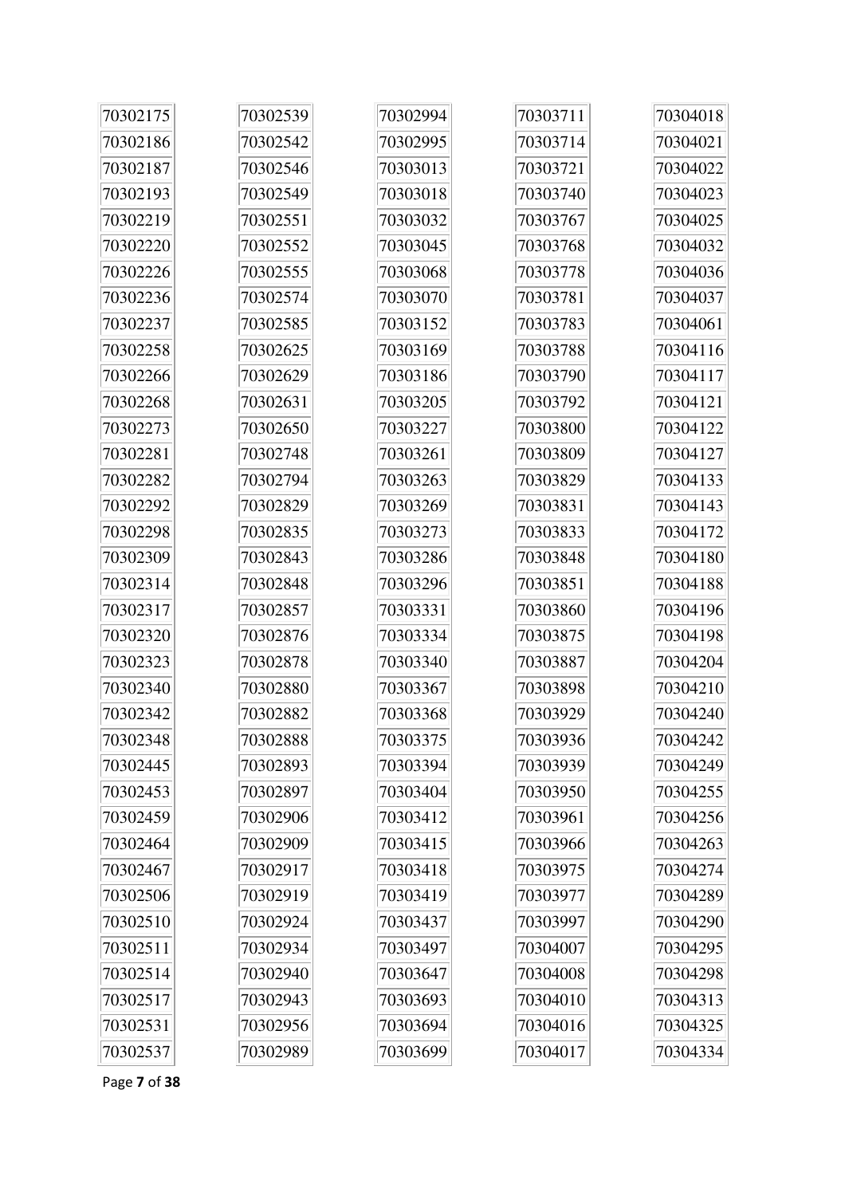| | | | | |
|---|---|---|---|---|
| 70302175 | 70302539 | 70302994 | 70303711 | 70304018 |
| 70302186 | 70302542 | 70302995 | 70303714 | 70304021 |
| 70302187 | 70302546 | 70303013 | 70303721 | 70304022 |
| 70302193 | 70302549 | 70303018 | 70303740 | 70304023 |
| 70302219 | 70302551 | 70303032 | 70303767 | 70304025 |
| 70302220 | 70302552 | 70303045 | 70303768 | 70304032 |
| 70302226 | 70302555 | 70303068 | 70303778 | 70304036 |
| 70302236 | 70302574 | 70303070 | 70303781 | 70304037 |
| 70302237 | 70302585 | 70303152 | 70303783 | 70304061 |
| 70302258 | 70302625 | 70303169 | 70303788 | 70304116 |
| 70302266 | 70302629 | 70303186 | 70303790 | 70304117 |
| 70302268 | 70302631 | 70303205 | 70303792 | 70304121 |
| 70302273 | 70302650 | 70303227 | 70303800 | 70304122 |
| 70302281 | 70302748 | 70303261 | 70303809 | 70304127 |
| 70302282 | 70302794 | 70303263 | 70303829 | 70304133 |
| 70302292 | 70302829 | 70303269 | 70303831 | 70304143 |
| 70302298 | 70302835 | 70303273 | 70303833 | 70304172 |
| 70302309 | 70302843 | 70303286 | 70303848 | 70304180 |
| 70302314 | 70302848 | 70303296 | 70303851 | 70304188 |
| 70302317 | 70302857 | 70303331 | 70303860 | 70304196 |
| 70302320 | 70302876 | 70303334 | 70303875 | 70304198 |
| 70302323 | 70302878 | 70303340 | 70303887 | 70304204 |
| 70302340 | 70302880 | 70303367 | 70303898 | 70304210 |
| 70302342 | 70302882 | 70303368 | 70303929 | 70304240 |
| 70302348 | 70302888 | 70303375 | 70303936 | 70304242 |
| 70302445 | 70302893 | 70303394 | 70303939 | 70304249 |
| 70302453 | 70302897 | 70303404 | 70303950 | 70304255 |
| 70302459 | 70302906 | 70303412 | 70303961 | 70304256 |
| 70302464 | 70302909 | 70303415 | 70303966 | 70304263 |
| 70302467 | 70302917 | 70303418 | 70303975 | 70304274 |
| 70302506 | 70302919 | 70303419 | 70303977 | 70304289 |
| 70302510 | 70302924 | 70303437 | 70303997 | 70304290 |
| 70302511 | 70302934 | 70303497 | 70304007 | 70304295 |
| 70302514 | 70302940 | 70303647 | 70304008 | 70304298 |
| 70302517 | 70302943 | 70303693 | 70304010 | 70304313 |
| 70302531 | 70302956 | 70303694 | 70304016 | 70304325 |
| 70302537 | 70302989 | 70303699 | 70304017 | 70304334 |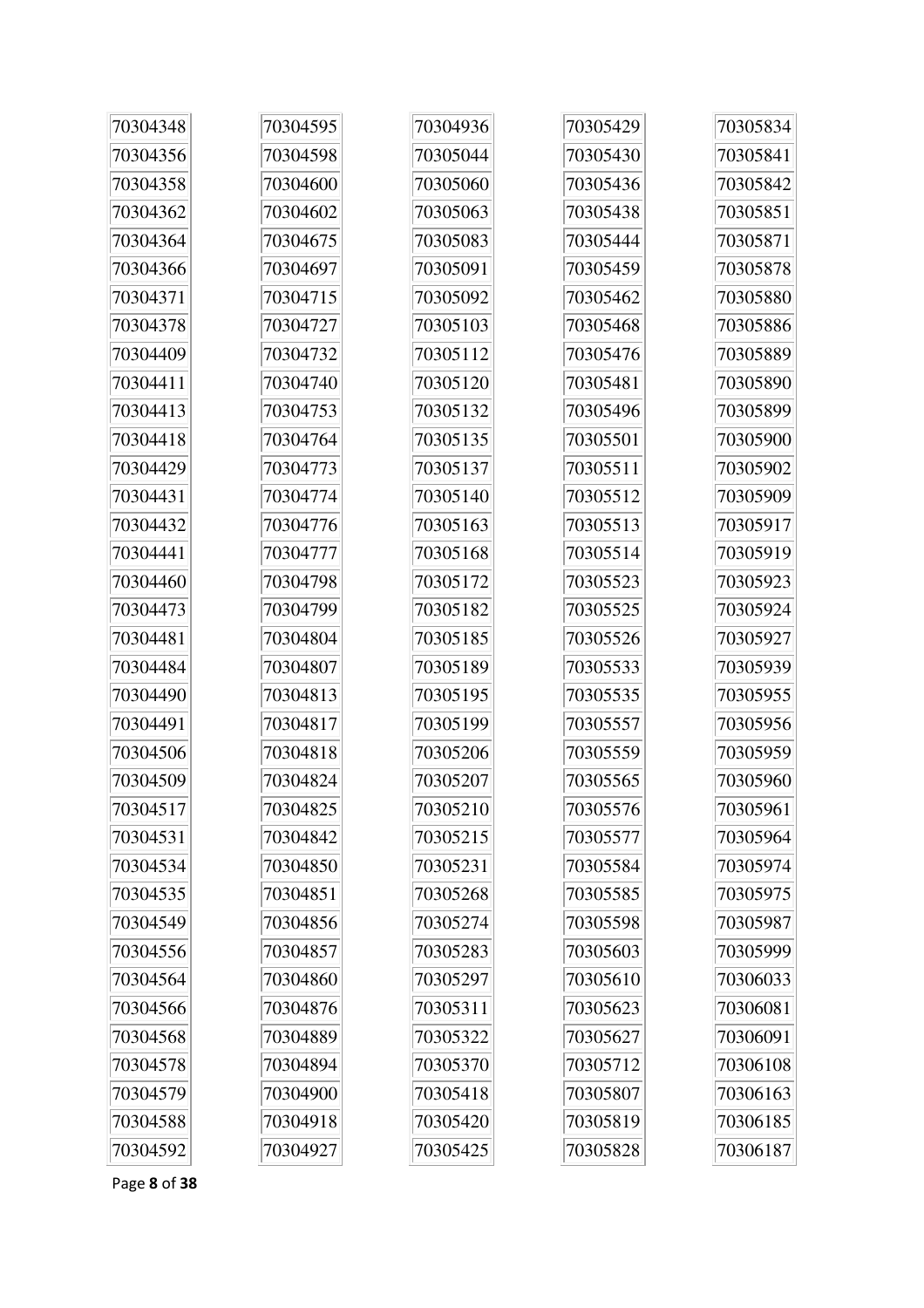| | | | | |
|---|---|---|---|---|
| 70304348 | 70304595 | 70304936 | 70305429 | 70305834 |
| 70304356 | 70304598 | 70305044 | 70305430 | 70305841 |
| 70304358 | 70304600 | 70305060 | 70305436 | 70305842 |
| 70304362 | 70304602 | 70305063 | 70305438 | 70305851 |
| 70304364 | 70304675 | 70305083 | 70305444 | 70305871 |
| 70304366 | 70304697 | 70305091 | 70305459 | 70305878 |
| 70304371 | 70304715 | 70305092 | 70305462 | 70305880 |
| 70304378 | 70304727 | 70305103 | 70305468 | 70305886 |
| 70304409 | 70304732 | 70305112 | 70305476 | 70305889 |
| 70304411 | 70304740 | 70305120 | 70305481 | 70305890 |
| 70304413 | 70304753 | 70305132 | 70305496 | 70305899 |
| 70304418 | 70304764 | 70305135 | 70305501 | 70305900 |
| 70304429 | 70304773 | 70305137 | 70305511 | 70305902 |
| 70304431 | 70304774 | 70305140 | 70305512 | 70305909 |
| 70304432 | 70304776 | 70305163 | 70305513 | 70305917 |
| 70304441 | 70304777 | 70305168 | 70305514 | 70305919 |
| 70304460 | 70304798 | 70305172 | 70305523 | 70305923 |
| 70304473 | 70304799 | 70305182 | 70305525 | 70305924 |
| 70304481 | 70304804 | 70305185 | 70305526 | 70305927 |
| 70304484 | 70304807 | 70305189 | 70305533 | 70305939 |
| 70304490 | 70304813 | 70305195 | 70305535 | 70305955 |
| 70304491 | 70304817 | 70305199 | 70305557 | 70305956 |
| 70304506 | 70304818 | 70305206 | 70305559 | 70305959 |
| 70304509 | 70304824 | 70305207 | 70305565 | 70305960 |
| 70304517 | 70304825 | 70305210 | 70305576 | 70305961 |
| 70304531 | 70304842 | 70305215 | 70305577 | 70305964 |
| 70304534 | 70304850 | 70305231 | 70305584 | 70305974 |
| 70304535 | 70304851 | 70305268 | 70305585 | 70305975 |
| 70304549 | 70304856 | 70305274 | 70305598 | 70305987 |
| 70304556 | 70304857 | 70305283 | 70305603 | 70305999 |
| 70304564 | 70304860 | 70305297 | 70305610 | 70306033 |
| 70304566 | 70304876 | 70305311 | 70305623 | 70306081 |
| 70304568 | 70304889 | 70305322 | 70305627 | 70306091 |
| 70304578 | 70304894 | 70305370 | 70305712 | 70306108 |
| 70304579 | 70304900 | 70305418 | 70305807 | 70306163 |
| 70304588 | 70304918 | 70305420 | 70305819 | 70306185 |
| 70304592 | 70304927 | 70305425 | 70305828 | 70306187 |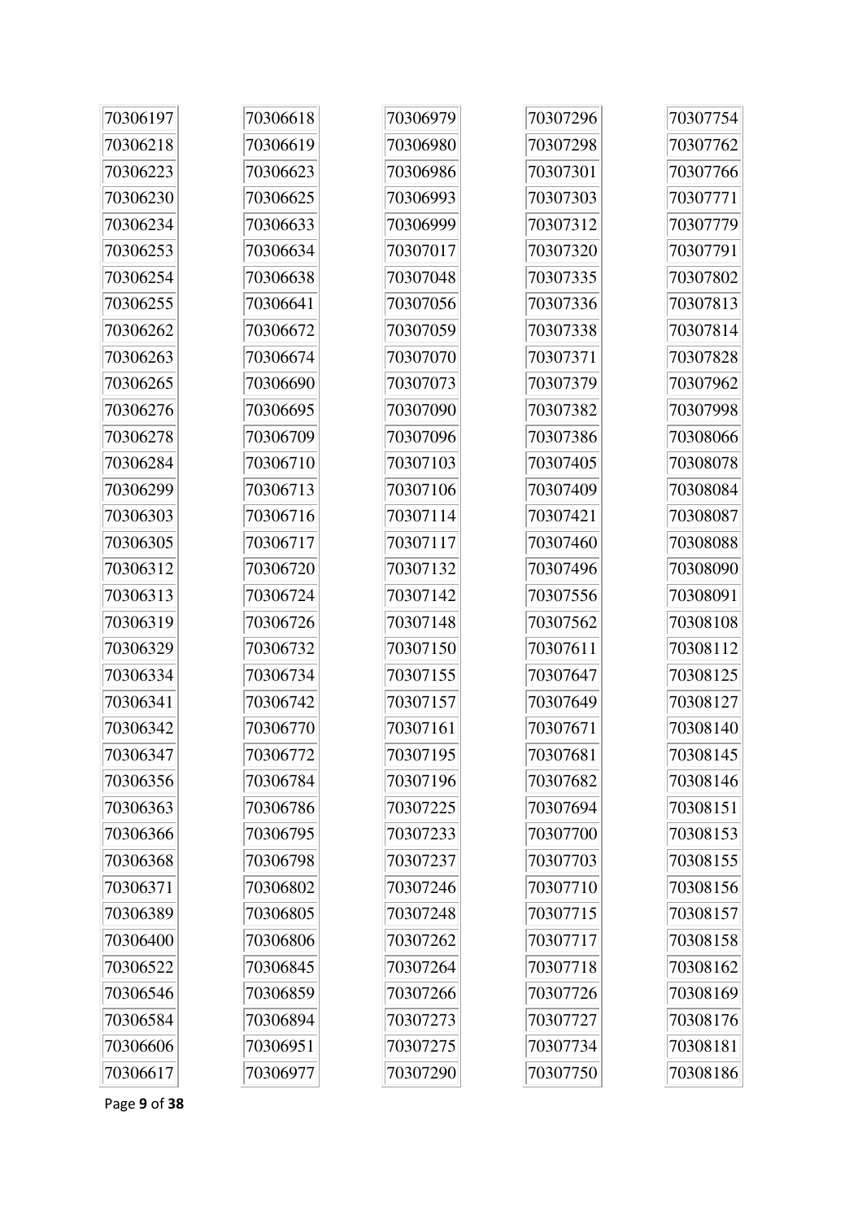| 70306197 | 70306618 | 70306979 | 70307296 | 70307754 |
|---|---|---|---|---|
| 70306218 | 70306619 | 70306980 | 70307298 | 70307762 |
| 70306223 | 70306623 | 70306986 | 70307301 | 70307766 |
| 70306230 | 70306625 | 70306993 | 70307303 | 70307771 |
| 70306234 | 70306633 | 70306999 | 70307312 | 70307779 |
| 70306253 | 70306634 | 70307017 | 70307320 | 70307791 |
| 70306254 | 70306638 | 70307048 | 70307335 | 70307802 |
| 70306255 | 70306641 | 70307056 | 70307336 | 70307813 |
| 70306262 | 70306672 | 70307059 | 70307338 | 70307814 |
| 70306263 | 70306674 | 70307070 | 70307371 | 70307828 |
| 70306265 | 70306690 | 70307073 | 70307379 | 70307962 |
| 70306276 | 70306695 | 70307090 | 70307382 | 70307998 |
| 70306278 | 70306709 | 70307096 | 70307386 | 70308066 |
| 70306284 | 70306710 | 70307103 | 70307405 | 70308078 |
| 70306299 | 70306713 | 70307106 | 70307409 | 70308084 |
| 70306303 | 70306716 | 70307114 | 70307421 | 70308087 |
| 70306305 | 70306717 | 70307117 | 70307460 | 70308088 |
| 70306312 | 70306720 | 70307132 | 70307496 | 70308090 |
| 70306313 | 70306724 | 70307142 | 70307556 | 70308091 |
| 70306319 | 70306726 | 70307148 | 70307562 | 70308108 |
| 70306329 | 70306732 | 70307150 | 70307611 | 70308112 |
| 70306334 | 70306734 | 70307155 | 70307647 | 70308125 |
| 70306341 | 70306742 | 70307157 | 70307649 | 70308127 |
| 70306342 | 70306770 | 70307161 | 70307671 | 70308140 |
| 70306347 | 70306772 | 70307195 | 70307681 | 70308145 |
| 70306356 | 70306784 | 70307196 | 70307682 | 70308146 |
| 70306363 | 70306786 | 70307225 | 70307694 | 70308151 |
| 70306366 | 70306795 | 70307233 | 70307700 | 70308153 |
| 70306368 | 70306798 | 70307237 | 70307703 | 70308155 |
| 70306371 | 70306802 | 70307246 | 70307710 | 70308156 |
| 70306389 | 70306805 | 70307248 | 70307715 | 70308157 |
| 70306400 | 70306806 | 70307262 | 70307717 | 70308158 |
| 70306522 | 70306845 | 70307264 | 70307718 | 70308162 |
| 70306546 | 70306859 | 70307266 | 70307726 | 70308169 |
| 70306584 | 70306894 | 70307273 | 70307727 | 70308176 |
| 70306606 | 70306951 | 70307275 | 70307734 | 70308181 |
| 70306617 | 70306977 | 70307290 | 70307750 | 70308186 |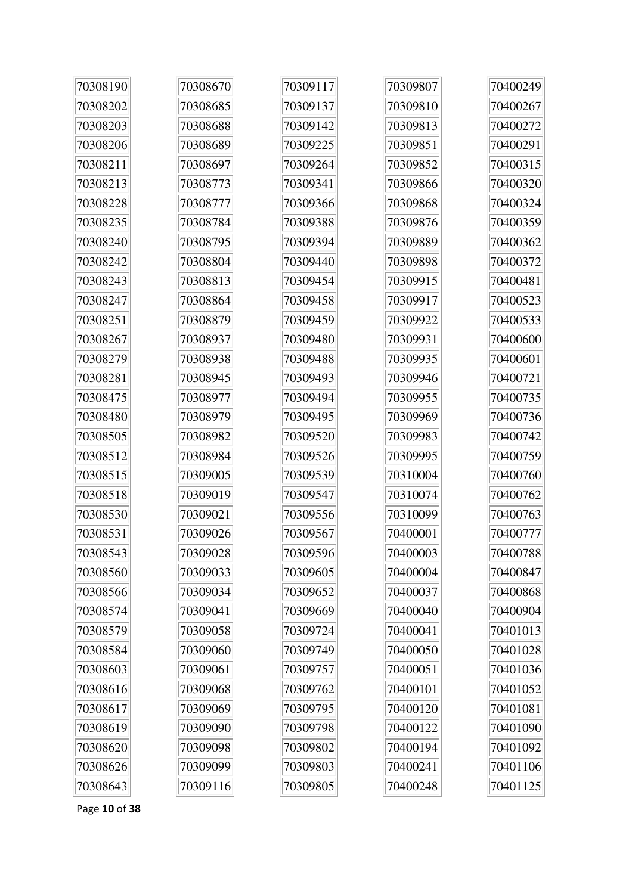70308190
70308202
70308203
70308206
70308211
70308213
70308228
70308235
70308240
70308242
70308243
70308247
70308251
70308267
70308279
70308281
70308475
70308480
70308505
70308512
70308515
70308518
70308530
70308531
70308543
70308560
70308566
70308574
70308579
70308584
70308603
70308616
70308617
70308619
70308620
70308626
70308643
70308670
70308685
70308688
70308689
70308697
70308773
70308777
70308784
70308795
70308804
70308813
70308864
70308879
70308937
70308938
70308945
70308977
70308979
70308982
70308984
70309005
70309019
70309021
70309026
70309028
70309033
70309034
70309041
70309058
70309060
70309061
70309068
70309069
70309090
70309098
70309099
70309116
70309117
70309137
70309142
70309225
70309264
70309341
70309366
70309388
70309394
70309440
70309454
70309458
70309459
70309480
70309488
70309493
70309494
70309495
70309520
70309526
70309539
70309547
70309556
70309567
70309596
70309605
70309652
70309669
70309724
70309749
70309757
70309762
70309795
70309798
70309802
70309803
70309805
70309807
70309810
70309813
70309851
70309852
70309866
70309868
70309876
70309889
70309898
70309915
70309917
70309922
70309931
70309935
70309946
70309955
70309969
70309983
70309995
70310004
70310074
70310099
70400001
70400003
70400004
70400037
70400040
70400041
70400050
70400051
70400101
70400120
70400122
70400194
70400241
70400248
70400249
70400267
70400272
70400291
70400315
70400320
70400324
70400359
70400362
70400372
70400481
70400523
70400533
70400600
70400601
70400721
70400735
70400736
70400742
70400759
70400760
70400762
70400763
70400777
70400788
70400847
70400868
70400904
70401013
70401028
70401036
70401052
70401081
70401090
70401092
70401106
70401125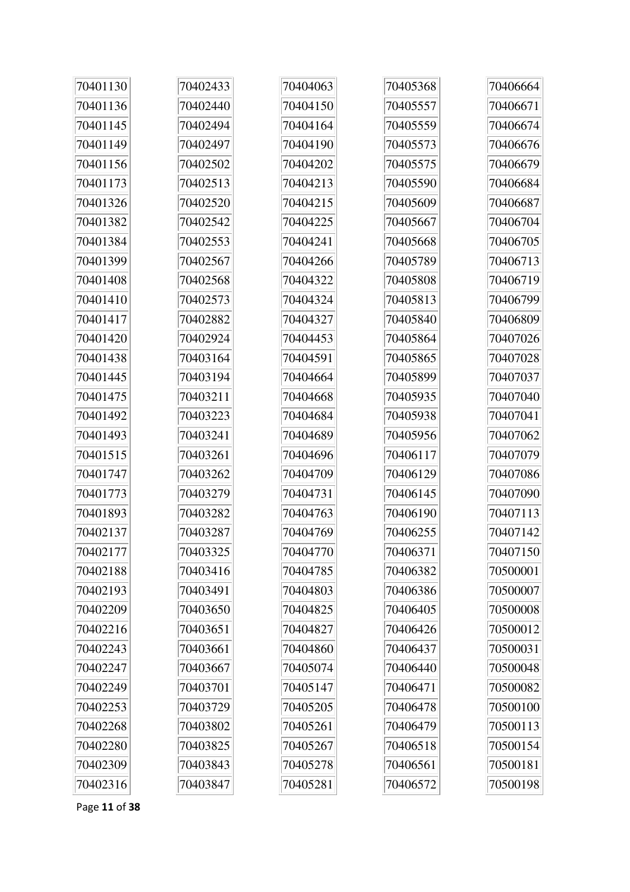70401130
70401136
70401145
70401149
70401156
70401173
70401326
70401382
70401384
70401399
70401408
70401410
70401417
70401420
70401438
70401445
70401475
70401492
70401493
70401515
70401747
70401773
70401893
70402137
70402177
70402188
70402193
70402209
70402216
70402243
70402247
70402249
70402253
70402268
70402280
70402309
70402316
70402433
70402440
70402494
70402497
70402502
70402513
70402520
70402542
70402553
70402567
70402568
70402573
70402882
70402924
70403164
70403194
70403211
70403223
70403241
70403261
70403262
70403279
70403282
70403287
70403325
70403416
70403491
70403650
70403651
70403661
70403667
70403701
70403729
70403802
70403825
70403843
70403847
70404063
70404150
70404164
70404190
70404202
70404213
70404215
70404225
70404241
70404266
70404322
70404324
70404327
70404453
70404591
70404664
70404668
70404684
70404689
70404696
70404709
70404731
70404763
70404769
70404770
70404785
70404803
70404825
70404827
70404860
70405074
70405147
70405205
70405261
70405267
70405278
70405281
70405368
70405557
70405559
70405573
70405575
70405590
70405609
70405667
70405668
70405789
70405808
70405813
70405840
70405864
70405865
70405899
70405935
70405938
70405956
70406117
70406129
70406145
70406190
70406255
70406371
70406382
70406386
70406405
70406426
70406437
70406440
70406471
70406478
70406479
70406518
70406561
70406572
70406664
70406671
70406674
70406676
70406679
70406684
70406687
70406704
70406705
70406713
70406719
70406799
70406809
70407026
70407028
70407037
70407040
70407041
70407062
70407079
70407086
70407090
70407113
70407142
70407150
70500001
70500007
70500008
70500012
70500031
70500048
70500082
70500100
70500113
70500154
70500181
70500198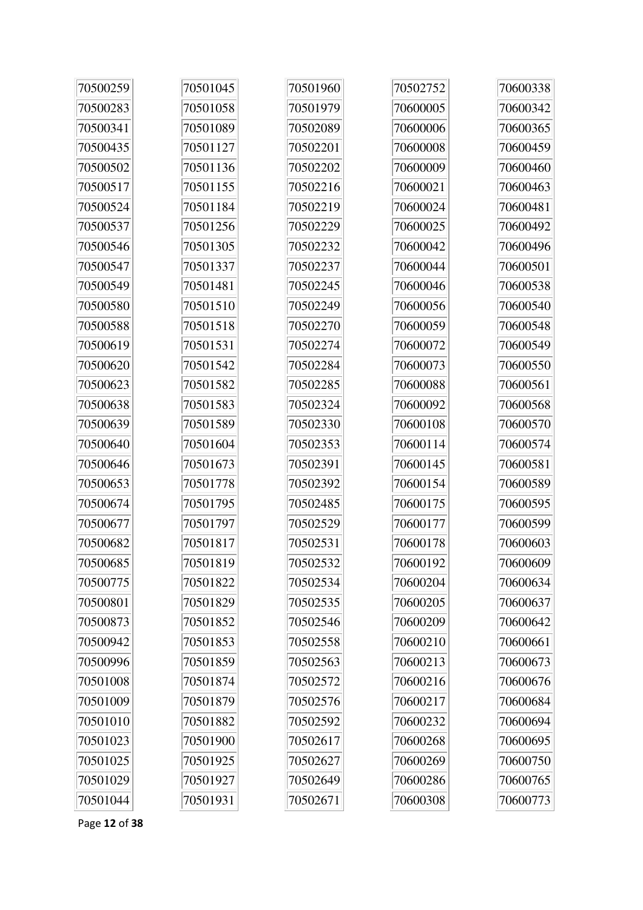| 70500259 | 70501045 | 70501960 | 70502752 | 70600338 |
|---|---|---|---|---|
| 70500283 | 70501058 | 70501979 | 70600005 | 70600342 |
| 70500341 | 70501089 | 70502089 | 70600006 | 70600365 |
| 70500435 | 70501127 | 70502201 | 70600008 | 70600459 |
| 70500502 | 70501136 | 70502202 | 70600009 | 70600460 |
| 70500517 | 70501155 | 70502216 | 70600021 | 70600463 |
| 70500524 | 70501184 | 70502219 | 70600024 | 70600481 |
| 70500537 | 70501256 | 70502229 | 70600025 | 70600492 |
| 70500546 | 70501305 | 70502232 | 70600042 | 70600496 |
| 70500547 | 70501337 | 70502237 | 70600044 | 70600501 |
| 70500549 | 70501481 | 70502245 | 70600046 | 70600538 |
| 70500580 | 70501510 | 70502249 | 70600056 | 70600540 |
| 70500588 | 70501518 | 70502270 | 70600059 | 70600548 |
| 70500619 | 70501531 | 70502274 | 70600072 | 70600549 |
| 70500620 | 70501542 | 70502284 | 70600073 | 70600550 |
| 70500623 | 70501582 | 70502285 | 70600088 | 70600561 |
| 70500638 | 70501583 | 70502324 | 70600092 | 70600568 |
| 70500639 | 70501589 | 70502330 | 70600108 | 70600570 |
| 70500640 | 70501604 | 70502353 | 70600114 | 70600574 |
| 70500646 | 70501673 | 70502391 | 70600145 | 70600581 |
| 70500653 | 70501778 | 70502392 | 70600154 | 70600589 |
| 70500674 | 70501795 | 70502485 | 70600175 | 70600595 |
| 70500677 | 70501797 | 70502529 | 70600177 | 70600599 |
| 70500682 | 70501817 | 70502531 | 70600178 | 70600603 |
| 70500685 | 70501819 | 70502532 | 70600192 | 70600609 |
| 70500775 | 70501822 | 70502534 | 70600204 | 70600634 |
| 70500801 | 70501829 | 70502535 | 70600205 | 70600637 |
| 70500873 | 70501852 | 70502546 | 70600209 | 70600642 |
| 70500942 | 70501853 | 70502558 | 70600210 | 70600661 |
| 70500996 | 70501859 | 70502563 | 70600213 | 70600673 |
| 70501008 | 70501874 | 70502572 | 70600216 | 70600676 |
| 70501009 | 70501879 | 70502576 | 70600217 | 70600684 |
| 70501010 | 70501882 | 70502592 | 70600232 | 70600694 |
| 70501023 | 70501900 | 70502617 | 70600268 | 70600695 |
| 70501025 | 70501925 | 70502627 | 70600269 | 70600750 |
| 70501029 | 70501927 | 70502649 | 70600286 | 70600765 |
| 70501044 | 70501931 | 70502671 | 70600308 | 70600773 |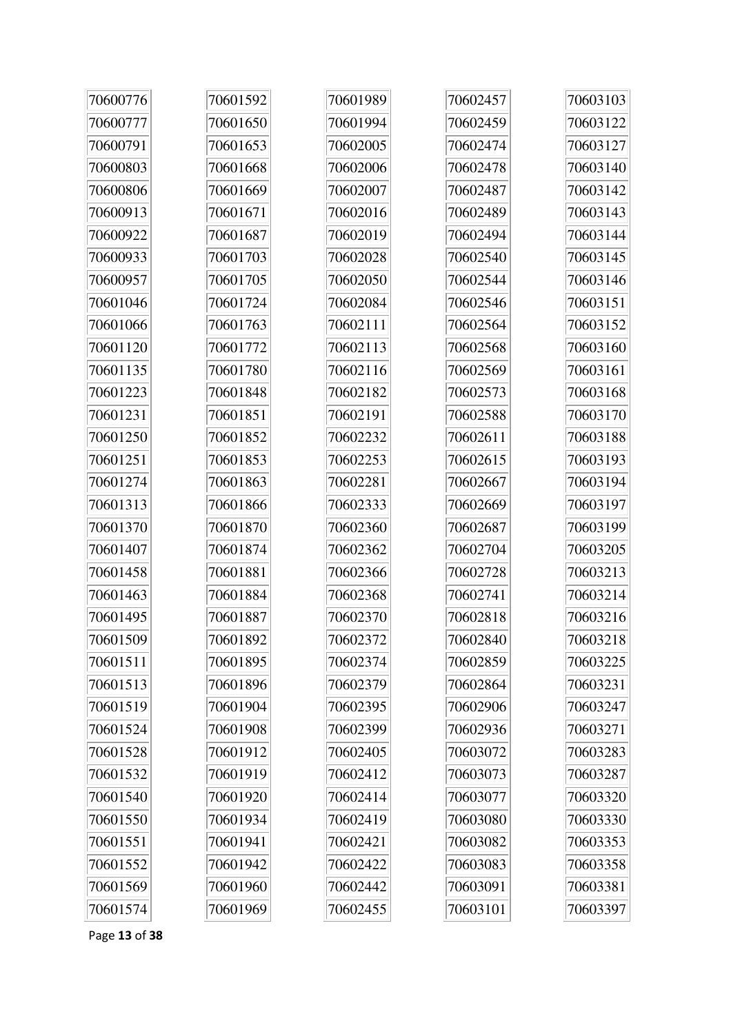| | | | | |
|---|---|---|---|---|
| 70600776 | 70601592 | 70601989 | 70602457 | 70603103 |
| 70600777 | 70601650 | 70601994 | 70602459 | 70603122 |
| 70600791 | 70601653 | 70602005 | 70602474 | 70603127 |
| 70600803 | 70601668 | 70602006 | 70602478 | 70603140 |
| 70600806 | 70601669 | 70602007 | 70602487 | 70603142 |
| 70600913 | 70601671 | 70602016 | 70602489 | 70603143 |
| 70600922 | 70601687 | 70602019 | 70602494 | 70603144 |
| 70600933 | 70601703 | 70602028 | 70602540 | 70603145 |
| 70600957 | 70601705 | 70602050 | 70602544 | 70603146 |
| 70601046 | 70601724 | 70602084 | 70602546 | 70603151 |
| 70601066 | 70601763 | 70602111 | 70602564 | 70603152 |
| 70601120 | 70601772 | 70602113 | 70602568 | 70603160 |
| 70601135 | 70601780 | 70602116 | 70602569 | 70603161 |
| 70601223 | 70601848 | 70602182 | 70602573 | 70603168 |
| 70601231 | 70601851 | 70602191 | 70602588 | 70603170 |
| 70601250 | 70601852 | 70602232 | 70602611 | 70603188 |
| 70601251 | 70601853 | 70602253 | 70602615 | 70603193 |
| 70601274 | 70601863 | 70602281 | 70602667 | 70603194 |
| 70601313 | 70601866 | 70602333 | 70602669 | 70603197 |
| 70601370 | 70601870 | 70602360 | 70602687 | 70603199 |
| 70601407 | 70601874 | 70602362 | 70602704 | 70603205 |
| 70601458 | 70601881 | 70602366 | 70602728 | 70603213 |
| 70601463 | 70601884 | 70602368 | 70602741 | 70603214 |
| 70601495 | 70601887 | 70602370 | 70602818 | 70603216 |
| 70601509 | 70601892 | 70602372 | 70602840 | 70603218 |
| 70601511 | 70601895 | 70602374 | 70602859 | 70603225 |
| 70601513 | 70601896 | 70602379 | 70602864 | 70603231 |
| 70601519 | 70601904 | 70602395 | 70602906 | 70603247 |
| 70601524 | 70601908 | 70602399 | 70602936 | 70603271 |
| 70601528 | 70601912 | 70602405 | 70603072 | 70603283 |
| 70601532 | 70601919 | 70602412 | 70603073 | 70603287 |
| 70601540 | 70601920 | 70602414 | 70603077 | 70603320 |
| 70601550 | 70601934 | 70602419 | 70603080 | 70603330 |
| 70601551 | 70601941 | 70602421 | 70603082 | 70603353 |
| 70601552 | 70601942 | 70602422 | 70603083 | 70603358 |
| 70601569 | 70601960 | 70602442 | 70603091 | 70603381 |
| 70601574 | 70601969 | 70602455 | 70603101 | 70603397 |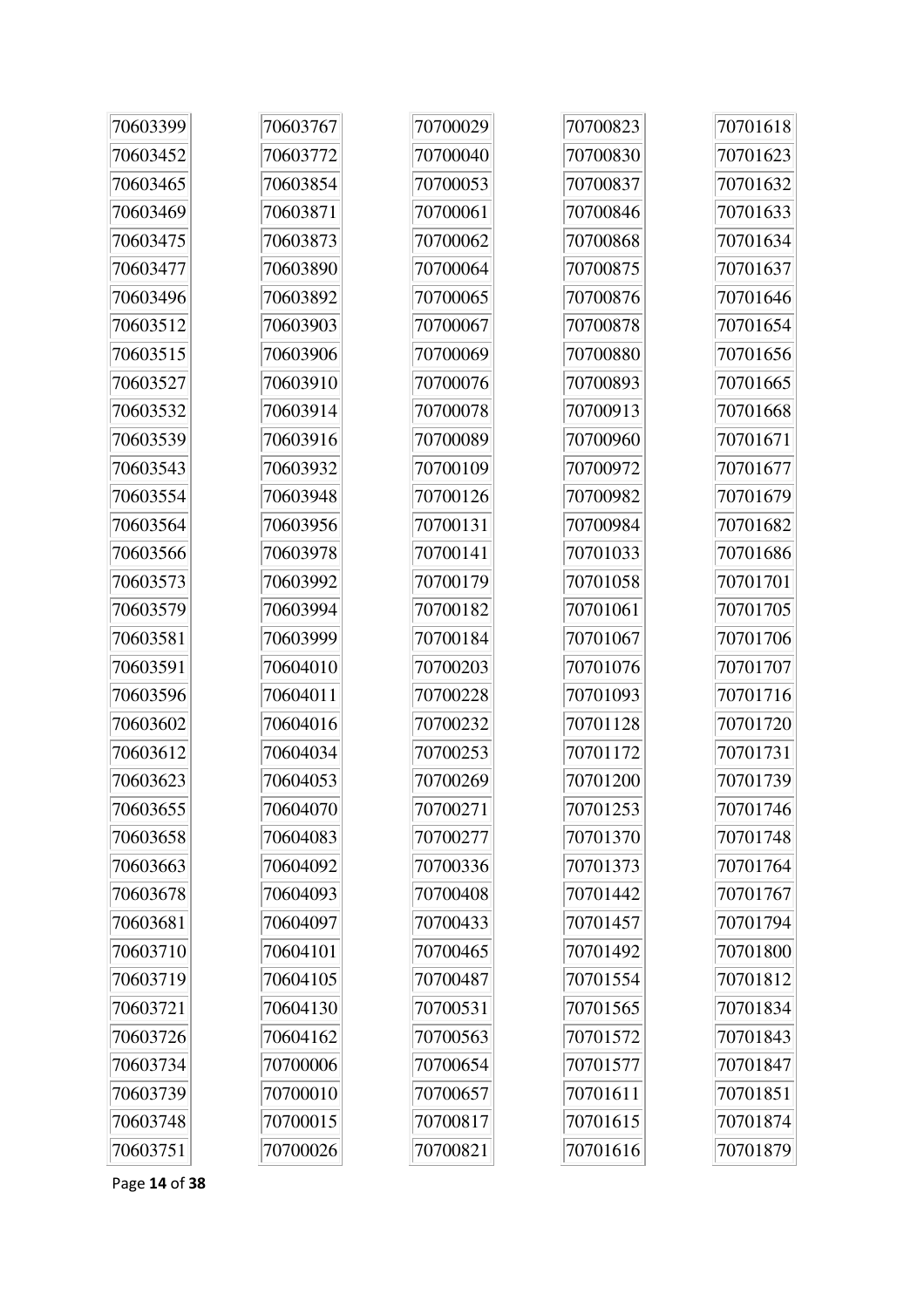| | | | | |
|---|---|---|---|---|
| 70603399 | 70603767 | 70700029 | 70700823 | 70701618 |
| 70603452 | 70603772 | 70700040 | 70700830 | 70701623 |
| 70603465 | 70603854 | 70700053 | 70700837 | 70701632 |
| 70603469 | 70603871 | 70700061 | 70700846 | 70701633 |
| 70603475 | 70603873 | 70700062 | 70700868 | 70701634 |
| 70603477 | 70603890 | 70700064 | 70700875 | 70701637 |
| 70603496 | 70603892 | 70700065 | 70700876 | 70701646 |
| 70603512 | 70603903 | 70700067 | 70700878 | 70701654 |
| 70603515 | 70603906 | 70700069 | 70700880 | 70701656 |
| 70603527 | 70603910 | 70700076 | 70700893 | 70701665 |
| 70603532 | 70603914 | 70700078 | 70700913 | 70701668 |
| 70603539 | 70603916 | 70700089 | 70700960 | 70701671 |
| 70603543 | 70603932 | 70700109 | 70700972 | 70701677 |
| 70603554 | 70603948 | 70700126 | 70700982 | 70701679 |
| 70603564 | 70603956 | 70700131 | 70700984 | 70701682 |
| 70603566 | 70603978 | 70700141 | 70701033 | 70701686 |
| 70603573 | 70603992 | 70700179 | 70701058 | 70701701 |
| 70603579 | 70603994 | 70700182 | 70701061 | 70701705 |
| 70603581 | 70603999 | 70700184 | 70701067 | 70701706 |
| 70603591 | 70604010 | 70700203 | 70701076 | 70701707 |
| 70603596 | 70604011 | 70700228 | 70701093 | 70701716 |
| 70603602 | 70604016 | 70700232 | 70701128 | 70701720 |
| 70603612 | 70604034 | 70700253 | 70701172 | 70701731 |
| 70603623 | 70604053 | 70700269 | 70701200 | 70701739 |
| 70603655 | 70604070 | 70700271 | 70701253 | 70701746 |
| 70603658 | 70604083 | 70700277 | 70701370 | 70701748 |
| 70603663 | 70604092 | 70700336 | 70701373 | 70701764 |
| 70603678 | 70604093 | 70700408 | 70701442 | 70701767 |
| 70603681 | 70604097 | 70700433 | 70701457 | 70701794 |
| 70603710 | 70604101 | 70700465 | 70701492 | 70701800 |
| 70603719 | 70604105 | 70700487 | 70701554 | 70701812 |
| 70603721 | 70604130 | 70700531 | 70701565 | 70701834 |
| 70603726 | 70604162 | 70700563 | 70701572 | 70701843 |
| 70603734 | 70700006 | 70700654 | 70701577 | 70701847 |
| 70603739 | 70700010 | 70700657 | 70701611 | 70701851 |
| 70603748 | 70700015 | 70700817 | 70701615 | 70701874 |
| 70603751 | 70700026 | 70700821 | 70701616 | 70701879 |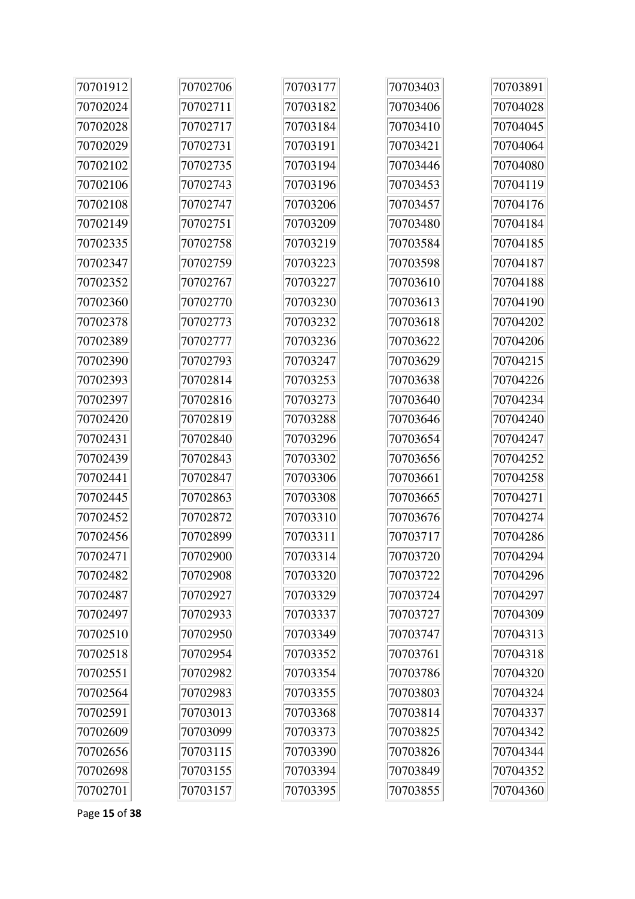| | | | | |
|---|---|---|---|---|
| 70701912 | 70702706 | 70703177 | 70703403 | 70703891 |
| 70702024 | 70702711 | 70703182 | 70703406 | 70704028 |
| 70702028 | 70702717 | 70703184 | 70703410 | 70704045 |
| 70702029 | 70702731 | 70703191 | 70703421 | 70704064 |
| 70702102 | 70702735 | 70703194 | 70703446 | 70704080 |
| 70702106 | 70702743 | 70703196 | 70703453 | 70704119 |
| 70702108 | 70702747 | 70703206 | 70703457 | 70704176 |
| 70702149 | 70702751 | 70703209 | 70703480 | 70704184 |
| 70702335 | 70702758 | 70703219 | 70703584 | 70704185 |
| 70702347 | 70702759 | 70703223 | 70703598 | 70704187 |
| 70702352 | 70702767 | 70703227 | 70703610 | 70704188 |
| 70702360 | 70702770 | 70703230 | 70703613 | 70704190 |
| 70702378 | 70702773 | 70703232 | 70703618 | 70704202 |
| 70702389 | 70702777 | 70703236 | 70703622 | 70704206 |
| 70702390 | 70702793 | 70703247 | 70703629 | 70704215 |
| 70702393 | 70702814 | 70703253 | 70703638 | 70704226 |
| 70702397 | 70702816 | 70703273 | 70703640 | 70704234 |
| 70702420 | 70702819 | 70703288 | 70703646 | 70704240 |
| 70702431 | 70702840 | 70703296 | 70703654 | 70704247 |
| 70702439 | 70702843 | 70703302 | 70703656 | 70704252 |
| 70702441 | 70702847 | 70703306 | 70703661 | 70704258 |
| 70702445 | 70702863 | 70703308 | 70703665 | 70704271 |
| 70702452 | 70702872 | 70703310 | 70703676 | 70704274 |
| 70702456 | 70702899 | 70703311 | 70703717 | 70704286 |
| 70702471 | 70702900 | 70703314 | 70703720 | 70704294 |
| 70702482 | 70702908 | 70703320 | 70703722 | 70704296 |
| 70702487 | 70702927 | 70703329 | 70703724 | 70704297 |
| 70702497 | 70702933 | 70703337 | 70703727 | 70704309 |
| 70702510 | 70702950 | 70703349 | 70703747 | 70704313 |
| 70702518 | 70702954 | 70703352 | 70703761 | 70704318 |
| 70702551 | 70702982 | 70703354 | 70703786 | 70704320 |
| 70702564 | 70702983 | 70703355 | 70703803 | 70704324 |
| 70702591 | 70703013 | 70703368 | 70703814 | 70704337 |
| 70702609 | 70703099 | 70703373 | 70703825 | 70704342 |
| 70702656 | 70703115 | 70703390 | 70703826 | 70704344 |
| 70702698 | 70703155 | 70703394 | 70703849 | 70704352 |
| 70702701 | 70703157 | 70703395 | 70703855 | 70704360 |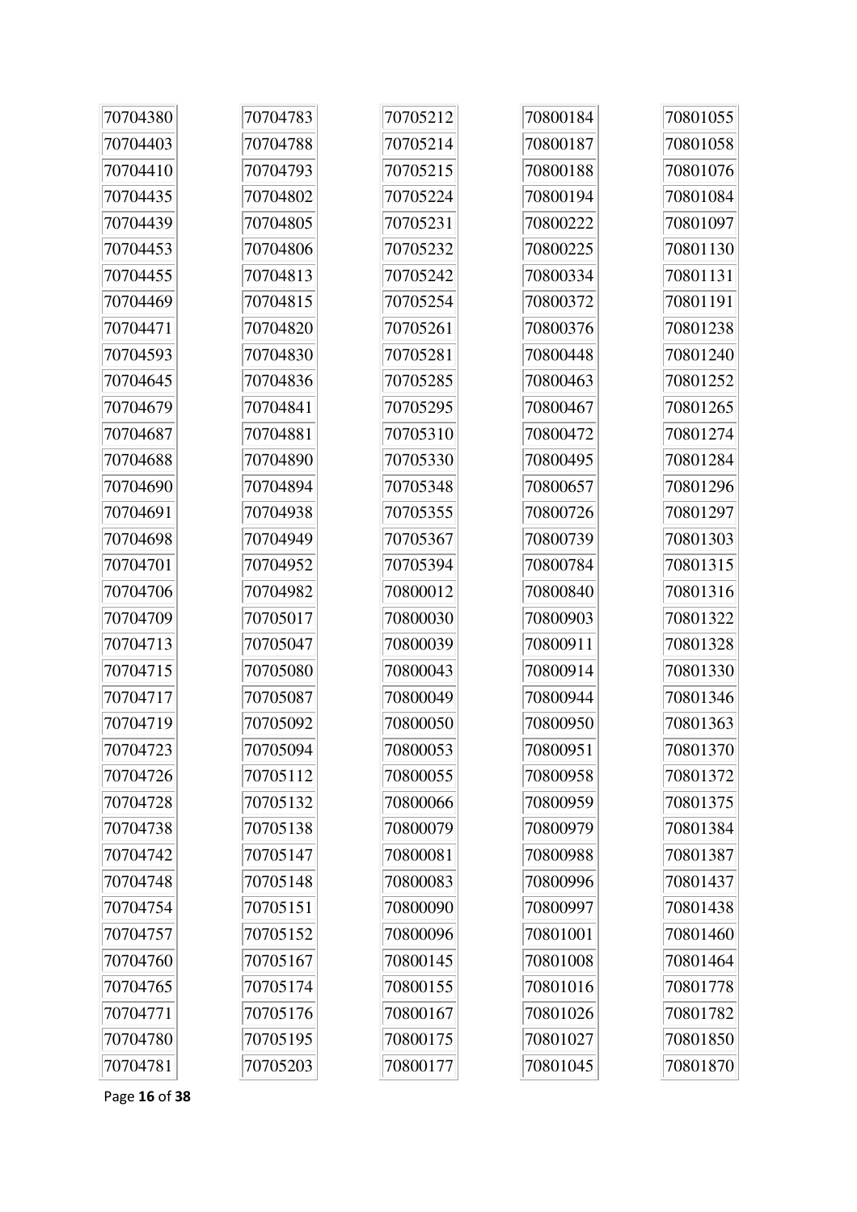70704380
70704403
70704410
70704435
70704439
70704453
70704455
70704469
70704471
70704593
70704645
70704679
70704687
70704688
70704690
70704691
70704698
70704701
70704706
70704709
70704713
70704715
70704717
70704719
70704723
70704726
70704728
70704738
70704742
70704748
70704754
70704757
70704760
70704765
70704771
70704780
70704781
70704783
70704788
70704793
70704802
70704805
70704806
70704813
70704815
70704820
70704830
70704836
70704841
70704881
70704890
70704894
70704938
70704949
70704952
70704982
70705017
70705047
70705080
70705087
70705092
70705094
70705112
70705132
70705138
70705147
70705148
70705151
70705152
70705167
70705174
70705176
70705195
70705203
70705212
70705214
70705215
70705224
70705231
70705232
70705242
70705254
70705261
70705281
70705285
70705295
70705310
70705330
70705348
70705355
70705367
70705394
70800012
70800030
70800039
70800043
70800049
70800050
70800053
70800055
70800066
70800079
70800081
70800083
70800090
70800096
70800145
70800155
70800167
70800175
70800177
70800184
70800187
70800188
70800194
70800222
70800225
70800334
70800372
70800376
70800448
70800463
70800467
70800472
70800495
70800657
70800726
70800739
70800784
70800840
70800903
70800911
70800914
70800944
70800950
70800951
70800958
70800959
70800979
70800988
70800996
70800997
70801001
70801008
70801016
70801026
70801027
70801045
70801055
70801058
70801076
70801084
70801097
70801130
70801131
70801191
70801238
70801240
70801252
70801265
70801274
70801284
70801296
70801297
70801303
70801315
70801316
70801322
70801328
70801330
70801346
70801363
70801370
70801372
70801375
70801384
70801387
70801437
70801438
70801460
70801464
70801778
70801782
70801850
70801870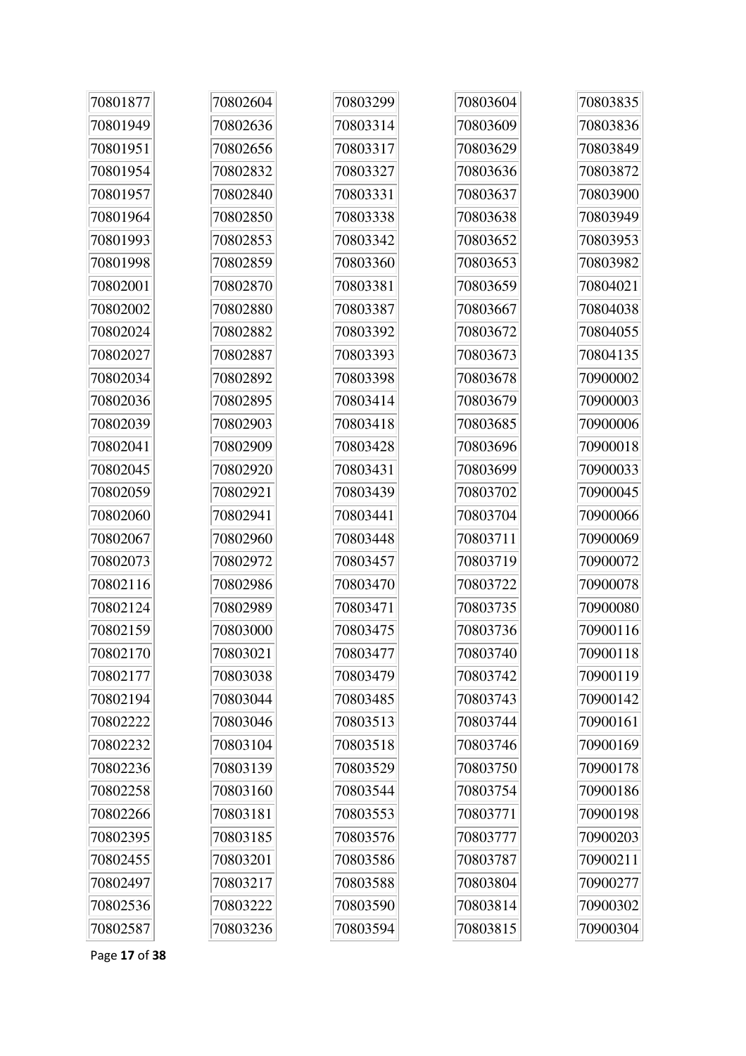| | | | | |
|---|---|---|---|---|
| 70801877 | 70802604 | 70803299 | 70803604 | 70803835 |
| 70801949 | 70802636 | 70803314 | 70803609 | 70803836 |
| 70801951 | 70802656 | 70803317 | 70803629 | 70803849 |
| 70801954 | 70802832 | 70803327 | 70803636 | 70803872 |
| 70801957 | 70802840 | 70803331 | 70803637 | 70803900 |
| 70801964 | 70802850 | 70803338 | 70803638 | 70803949 |
| 70801993 | 70802853 | 70803342 | 70803652 | 70803953 |
| 70801998 | 70802859 | 70803360 | 70803653 | 70803982 |
| 70802001 | 70802870 | 70803381 | 70803659 | 70804021 |
| 70802002 | 70802880 | 70803387 | 70803667 | 70804038 |
| 70802024 | 70802882 | 70803392 | 70803672 | 70804055 |
| 70802027 | 70802887 | 70803393 | 70803673 | 70804135 |
| 70802034 | 70802892 | 70803398 | 70803678 | 70900002 |
| 70802036 | 70802895 | 70803414 | 70803679 | 70900003 |
| 70802039 | 70802903 | 70803418 | 70803685 | 70900006 |
| 70802041 | 70802909 | 70803428 | 70803696 | 70900018 |
| 70802045 | 70802920 | 70803431 | 70803699 | 70900033 |
| 70802059 | 70802921 | 70803439 | 70803702 | 70900045 |
| 70802060 | 70802941 | 70803441 | 70803704 | 70900066 |
| 70802067 | 70802960 | 70803448 | 70803711 | 70900069 |
| 70802073 | 70802972 | 70803457 | 70803719 | 70900072 |
| 70802116 | 70802986 | 70803470 | 70803722 | 70900078 |
| 70802124 | 70802989 | 70803471 | 70803735 | 70900080 |
| 70802159 | 70803000 | 70803475 | 70803736 | 70900116 |
| 70802170 | 70803021 | 70803477 | 70803740 | 70900118 |
| 70802177 | 70803038 | 70803479 | 70803742 | 70900119 |
| 70802194 | 70803044 | 70803485 | 70803743 | 70900142 |
| 70802222 | 70803046 | 70803513 | 70803744 | 70900161 |
| 70802232 | 70803104 | 70803518 | 70803746 | 70900169 |
| 70802236 | 70803139 | 70803529 | 70803750 | 70900178 |
| 70802258 | 70803160 | 70803544 | 70803754 | 70900186 |
| 70802266 | 70803181 | 70803553 | 70803771 | 70900198 |
| 70802395 | 70803185 | 70803576 | 70803777 | 70900203 |
| 70802455 | 70803201 | 70803586 | 70803787 | 70900211 |
| 70802497 | 70803217 | 70803588 | 70803804 | 70900277 |
| 70802536 | 70803222 | 70803590 | 70803814 | 70900302 |
| 70802587 | 70803236 | 70803594 | 70803815 | 70900304 |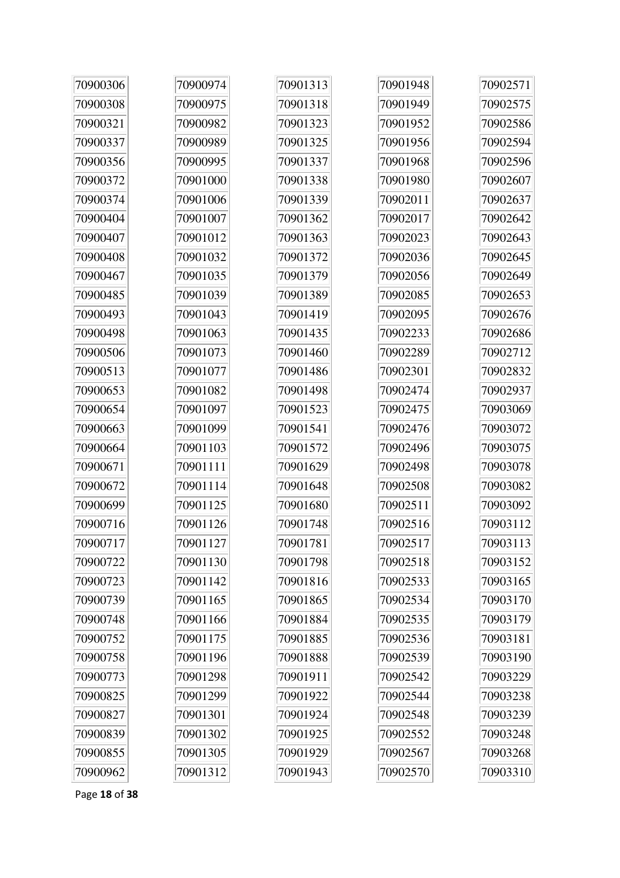| | | | | |
|---|---|---|---|---|
| 70900306 | 70900974 | 70901313 | 70901948 | 70902571 |
| 70900308 | 70900975 | 70901318 | 70901949 | 70902575 |
| 70900321 | 70900982 | 70901323 | 70901952 | 70902586 |
| 70900337 | 70900989 | 70901325 | 70901956 | 70902594 |
| 70900356 | 70900995 | 70901337 | 70901968 | 70902596 |
| 70900372 | 70901000 | 70901338 | 70901980 | 70902607 |
| 70900374 | 70901006 | 70901339 | 70902011 | 70902637 |
| 70900404 | 70901007 | 70901362 | 70902017 | 70902642 |
| 70900407 | 70901012 | 70901363 | 70902023 | 70902643 |
| 70900408 | 70901032 | 70901372 | 70902036 | 70902645 |
| 70900467 | 70901035 | 70901379 | 70902056 | 70902649 |
| 70900485 | 70901039 | 70901389 | 70902085 | 70902653 |
| 70900493 | 70901043 | 70901419 | 70902095 | 70902676 |
| 70900498 | 70901063 | 70901435 | 70902233 | 70902686 |
| 70900506 | 70901073 | 70901460 | 70902289 | 70902712 |
| 70900513 | 70901077 | 70901486 | 70902301 | 70902832 |
| 70900653 | 70901082 | 70901498 | 70902474 | 70902937 |
| 70900654 | 70901097 | 70901523 | 70902475 | 70903069 |
| 70900663 | 70901099 | 70901541 | 70902476 | 70903072 |
| 70900664 | 70901103 | 70901572 | 70902496 | 70903075 |
| 70900671 | 70901111 | 70901629 | 70902498 | 70903078 |
| 70900672 | 70901114 | 70901648 | 70902508 | 70903082 |
| 70900699 | 70901125 | 70901680 | 70902511 | 70903092 |
| 70900716 | 70901126 | 70901748 | 70902516 | 70903112 |
| 70900717 | 70901127 | 70901781 | 70902517 | 70903113 |
| 70900722 | 70901130 | 70901798 | 70902518 | 70903152 |
| 70900723 | 70901142 | 70901816 | 70902533 | 70903165 |
| 70900739 | 70901165 | 70901865 | 70902534 | 70903170 |
| 70900748 | 70901166 | 70901884 | 70902535 | 70903179 |
| 70900752 | 70901175 | 70901885 | 70902536 | 70903181 |
| 70900758 | 70901196 | 70901888 | 70902539 | 70903190 |
| 70900773 | 70901298 | 70901911 | 70902542 | 70903229 |
| 70900825 | 70901299 | 70901922 | 70902544 | 70903238 |
| 70900827 | 70901301 | 70901924 | 70902548 | 70903239 |
| 70900839 | 70901302 | 70901925 | 70902552 | 70903248 |
| 70900855 | 70901305 | 70901929 | 70902567 | 70903268 |
| 70900962 | 70901312 | 70901943 | 70902570 | 70903310 |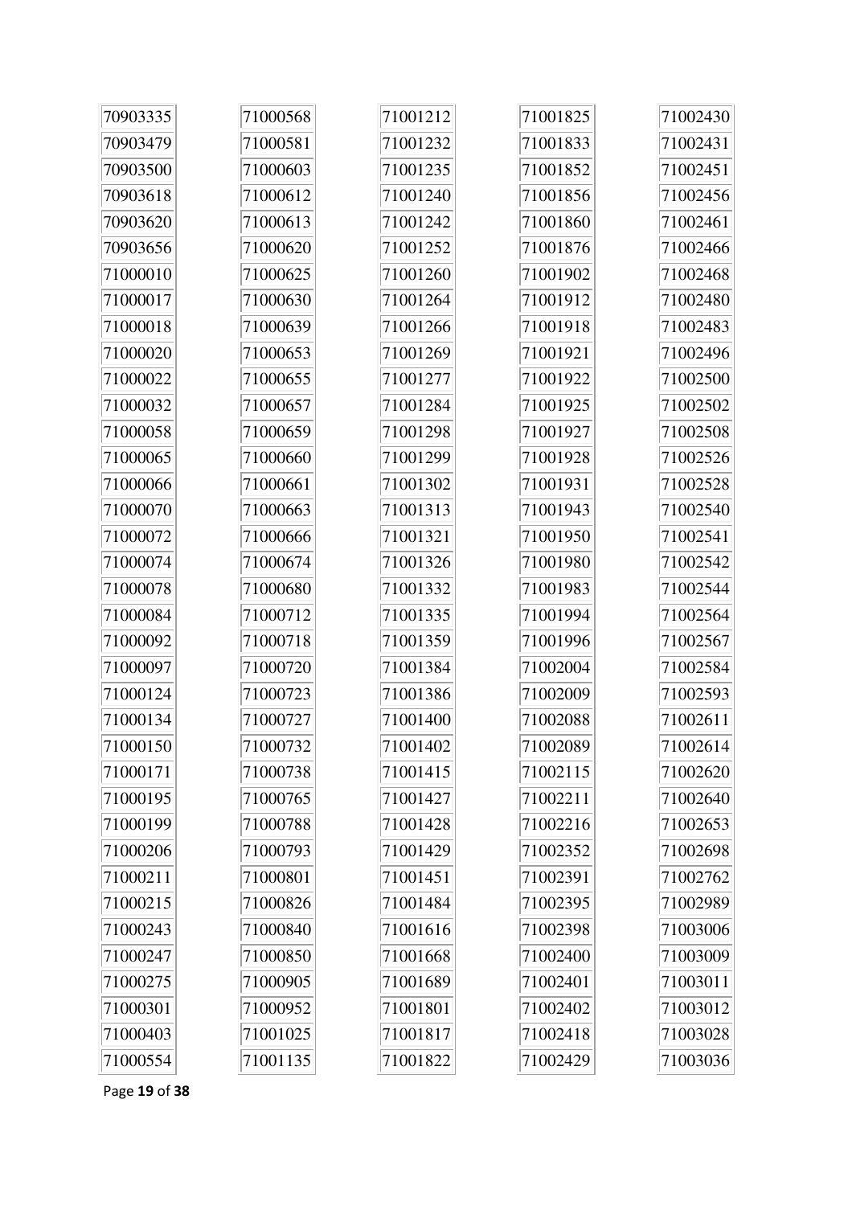| | | | | |
|---|---|---|---|---|
| 70903335 | 71000568 | 71001212 | 71001825 | 71002430 |
| 70903479 | 71000581 | 71001232 | 71001833 | 71002431 |
| 70903500 | 71000603 | 71001235 | 71001852 | 71002451 |
| 70903618 | 71000612 | 71001240 | 71001856 | 71002456 |
| 70903620 | 71000613 | 71001242 | 71001860 | 71002461 |
| 70903656 | 71000620 | 71001252 | 71001876 | 71002466 |
| 71000010 | 71000625 | 71001260 | 71001902 | 71002468 |
| 71000017 | 71000630 | 71001264 | 71001912 | 71002480 |
| 71000018 | 71000639 | 71001266 | 71001918 | 71002483 |
| 71000020 | 71000653 | 71001269 | 71001921 | 71002496 |
| 71000022 | 71000655 | 71001277 | 71001922 | 71002500 |
| 71000032 | 71000657 | 71001284 | 71001925 | 71002502 |
| 71000058 | 71000659 | 71001298 | 71001927 | 71002508 |
| 71000065 | 71000660 | 71001299 | 71001928 | 71002526 |
| 71000066 | 71000661 | 71001302 | 71001931 | 71002528 |
| 71000070 | 71000663 | 71001313 | 71001943 | 71002540 |
| 71000072 | 71000666 | 71001321 | 71001950 | 71002541 |
| 71000074 | 71000674 | 71001326 | 71001980 | 71002542 |
| 71000078 | 71000680 | 71001332 | 71001983 | 71002544 |
| 71000084 | 71000712 | 71001335 | 71001994 | 71002564 |
| 71000092 | 71000718 | 71001359 | 71001996 | 71002567 |
| 71000097 | 71000720 | 71001384 | 71002004 | 71002584 |
| 71000124 | 71000723 | 71001386 | 71002009 | 71002593 |
| 71000134 | 71000727 | 71001400 | 71002088 | 71002611 |
| 71000150 | 71000732 | 71001402 | 71002089 | 71002614 |
| 71000171 | 71000738 | 71001415 | 71002115 | 71002620 |
| 71000195 | 71000765 | 71001427 | 71002211 | 71002640 |
| 71000199 | 71000788 | 71001428 | 71002216 | 71002653 |
| 71000206 | 71000793 | 71001429 | 71002352 | 71002698 |
| 71000211 | 71000801 | 71001451 | 71002391 | 71002762 |
| 71000215 | 71000826 | 71001484 | 71002395 | 71002989 |
| 71000243 | 71000840 | 71001616 | 71002398 | 71003006 |
| 71000247 | 71000850 | 71001668 | 71002400 | 71003009 |
| 71000275 | 71000905 | 71001689 | 71002401 | 71003011 |
| 71000301 | 71000952 | 71001801 | 71002402 | 71003012 |
| 71000403 | 71001025 | 71001817 | 71002418 | 71003028 |
| 71000554 | 71001135 | 71001822 | 71002429 | 71003036 |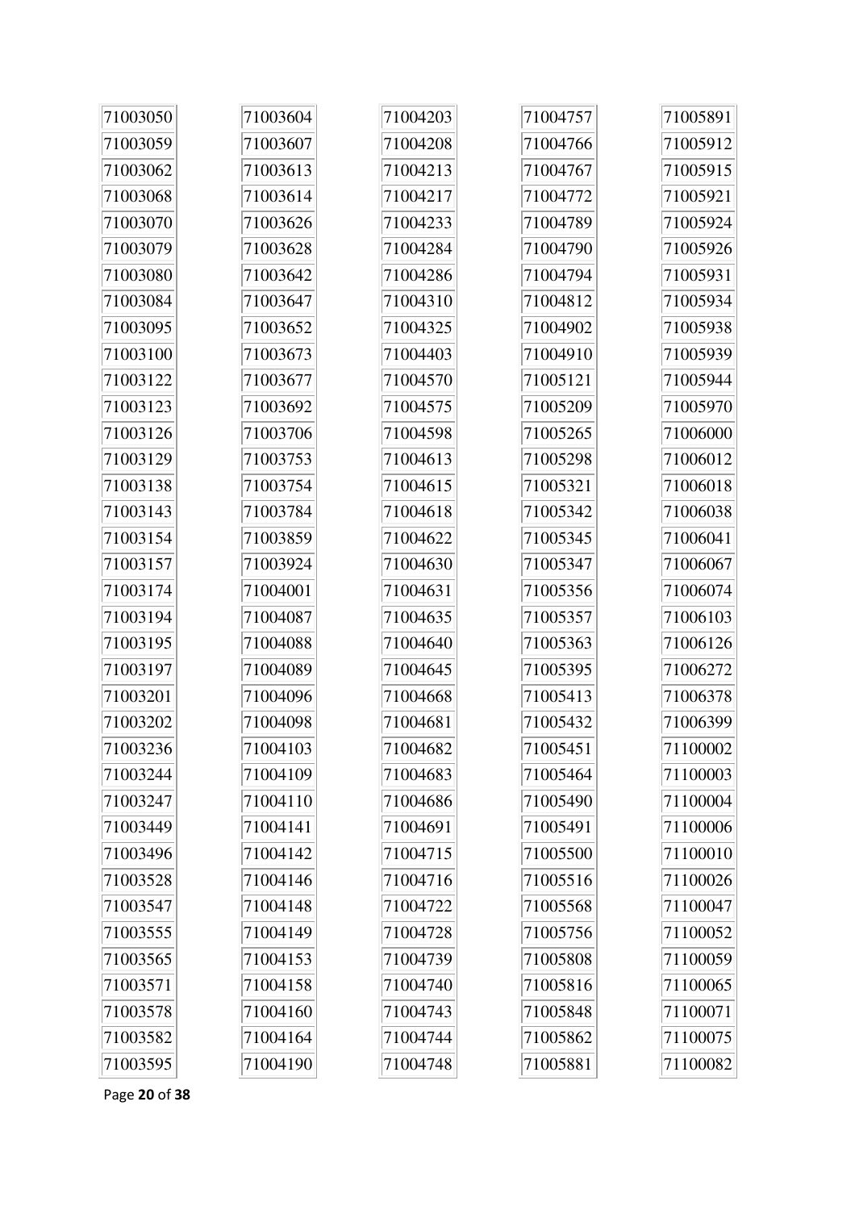71003050
71003059
71003062
71003068
71003070
71003079
71003080
71003084
71003095
71003100
71003122
71003123
71003126
71003129
71003138
71003143
71003154
71003157
71003174
71003194
71003195
71003197
71003201
71003202
71003236
71003244
71003247
71003449
71003496
71003528
71003547
71003555
71003565
71003571
71003578
71003582
71003595

71003604
71003607
71003613
71003614
71003626
71003628
71003642
71003647
71003652
71003673
71003677
71003692
71003706
71003753
71003754
71003784
71003859
71003924
71004001
71004087
71004088
71004089
71004096
71004098
71004103
71004109
71004110
71004141
71004142
71004146
71004148
71004149
71004153
71004158
71004160
71004164
71004190

71004203
71004208
71004213
71004217
71004233
71004284
71004286
71004310
71004325
71004403
71004570
71004575
71004598
71004613
71004615
71004618
71004622
71004630
71004631
71004635
71004640
71004645
71004668
71004681
71004682
71004683
71004686
71004691
71004715
71004716
71004722
71004728
71004739
71004740
71004743
71004744
71004748

71004757
71004766
71004767
71004772
71004789
71004790
71004794
71004812
71004902
71004910
71005121
71005209
71005265
71005298
71005321
71005342
71005345
71005347
71005356
71005357
71005363
71005395
71005413
71005432
71005451
71005464
71005490
71005491
71005500
71005516
71005568
71005756
71005808
71005816
71005848
71005862
71005881

71005891
71005912
71005915
71005921
71005924
71005926
71005931
71005934
71005938
71005939
71005944
71005970
71006000
71006012
71006018
71006038
71006041
71006067
71006074
71006103
71006126
71006272
71006378
71006399
71100002
71100003
71100004
71100006
71100010
71100026
71100047
71100052
71100059
71100065
71100071
71100075
71100082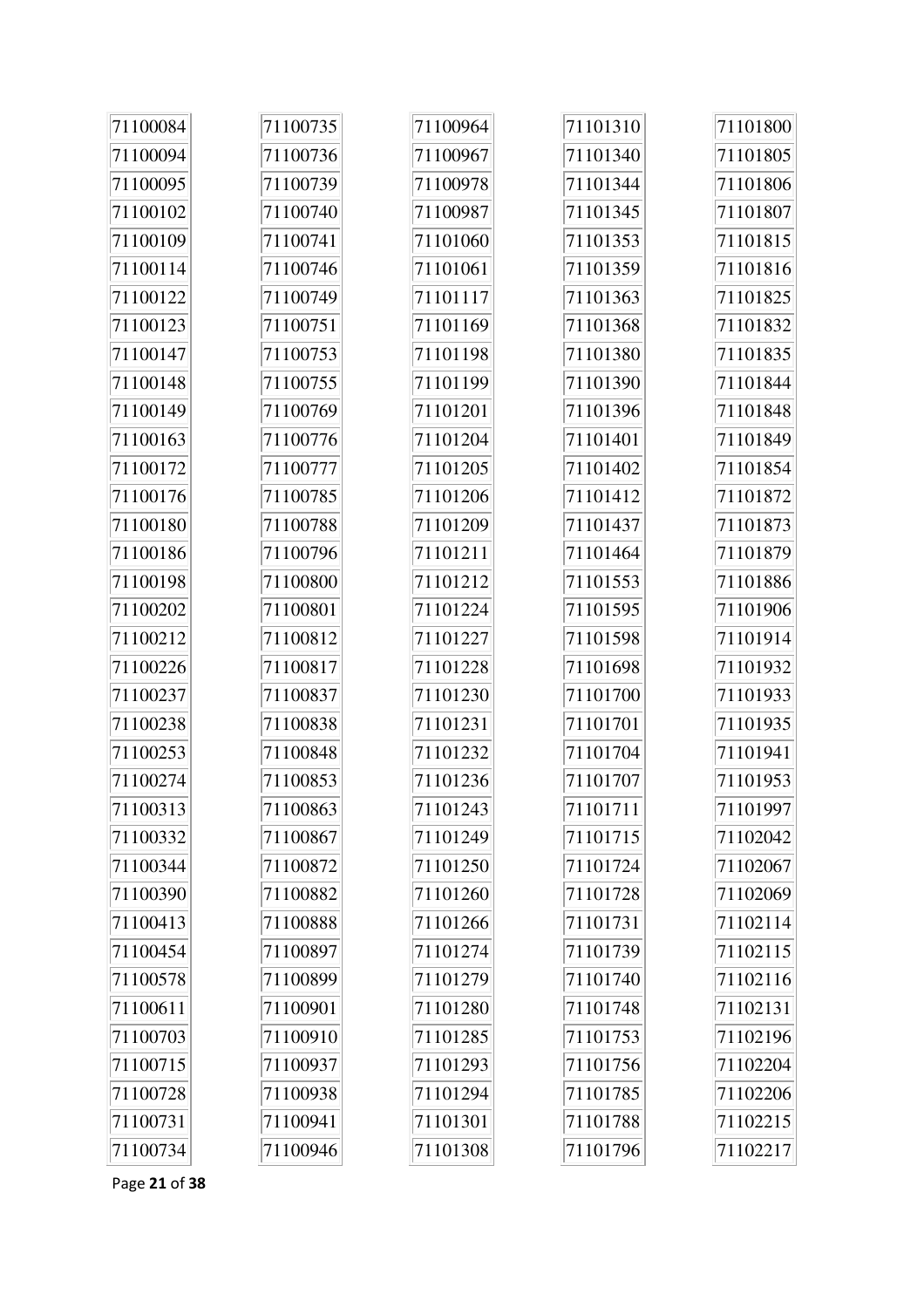| 71100084 | 71100735 | 71100964 | 71101310 | 71101800 |
|---|---|---|---|---|
| 71100094 | 71100736 | 71100967 | 71101340 | 71101805 |
| 71100095 | 71100739 | 71100978 | 71101344 | 71101806 |
| 71100102 | 71100740 | 71100987 | 71101345 | 71101807 |
| 71100109 | 71100741 | 71101060 | 71101353 | 71101815 |
| 71100114 | 71100746 | 71101061 | 71101359 | 71101816 |
| 71100122 | 71100749 | 71101117 | 71101363 | 71101825 |
| 71100123 | 71100751 | 71101169 | 71101368 | 71101832 |
| 71100147 | 71100753 | 71101198 | 71101380 | 71101835 |
| 71100148 | 71100755 | 71101199 | 71101390 | 71101844 |
| 71100149 | 71100769 | 71101201 | 71101396 | 71101848 |
| 71100163 | 71100776 | 71101204 | 71101401 | 71101849 |
| 71100172 | 71100777 | 71101205 | 71101402 | 71101854 |
| 71100176 | 71100785 | 71101206 | 71101412 | 71101872 |
| 71100180 | 71100788 | 71101209 | 71101437 | 71101873 |
| 71100186 | 71100796 | 71101211 | 71101464 | 71101879 |
| 71100198 | 71100800 | 71101212 | 71101553 | 71101886 |
| 71100202 | 71100801 | 71101224 | 71101595 | 71101906 |
| 71100212 | 71100812 | 71101227 | 71101598 | 71101914 |
| 71100226 | 71100817 | 71101228 | 71101698 | 71101932 |
| 71100237 | 71100837 | 71101230 | 71101700 | 71101933 |
| 71100238 | 71100838 | 71101231 | 71101701 | 71101935 |
| 71100253 | 71100848 | 71101232 | 71101704 | 71101941 |
| 71100274 | 71100853 | 71101236 | 71101707 | 71101953 |
| 71100313 | 71100863 | 71101243 | 71101711 | 71101997 |
| 71100332 | 71100867 | 71101249 | 71101715 | 71102042 |
| 71100344 | 71100872 | 71101250 | 71101724 | 71102067 |
| 71100390 | 71100882 | 71101260 | 71101728 | 71102069 |
| 71100413 | 71100888 | 71101266 | 71101731 | 71102114 |
| 71100454 | 71100897 | 71101274 | 71101739 | 71102115 |
| 71100578 | 71100899 | 71101279 | 71101740 | 71102116 |
| 71100611 | 71100901 | 71101280 | 71101748 | 71102131 |
| 71100703 | 71100910 | 71101285 | 71101753 | 71102196 |
| 71100715 | 71100937 | 71101293 | 71101756 | 71102204 |
| 71100728 | 71100938 | 71101294 | 71101785 | 71102206 |
| 71100731 | 71100941 | 71101301 | 71101788 | 71102215 |
| 71100734 | 71100946 | 71101308 | 71101796 | 71102217 |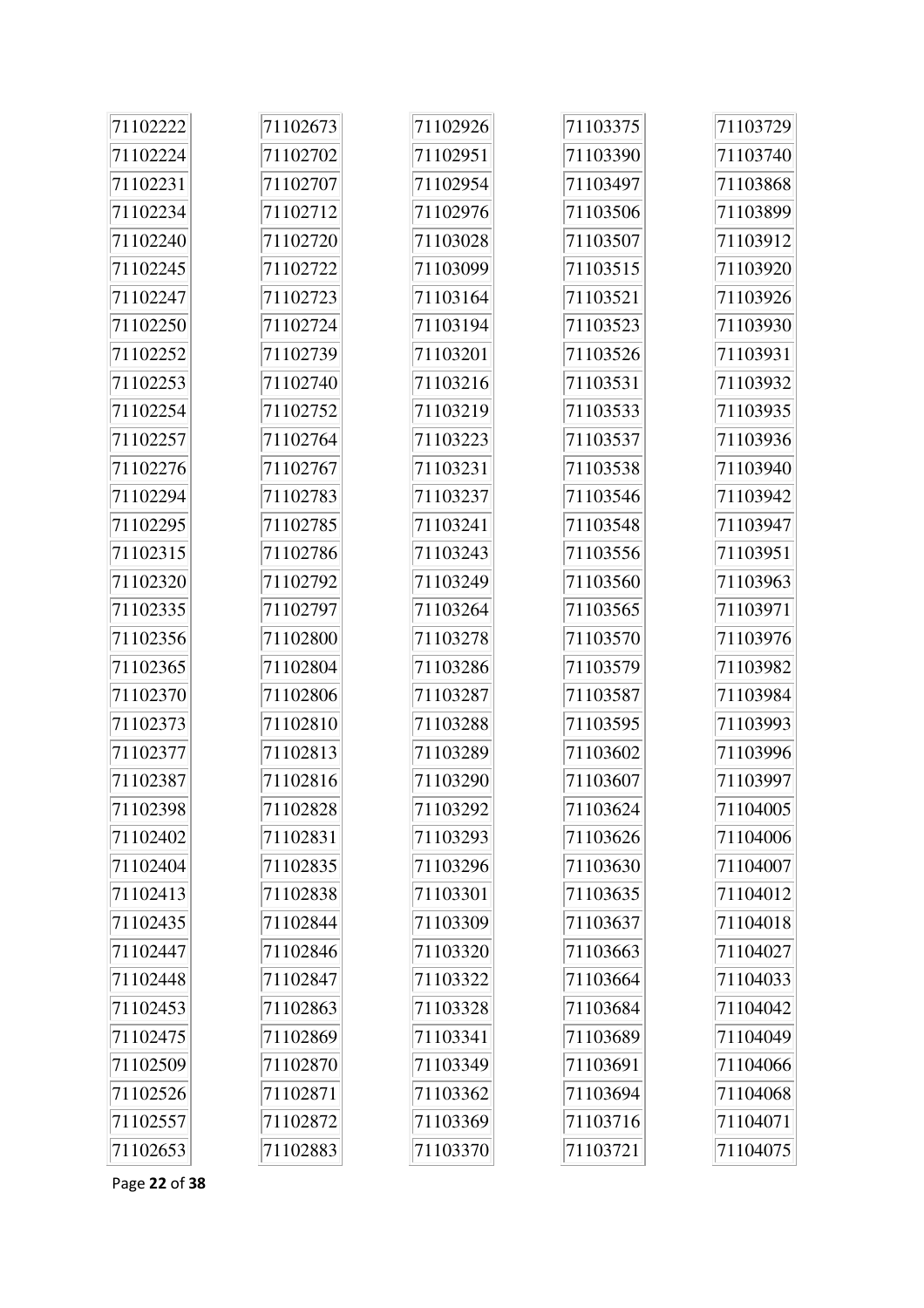71102222
71102224
71102231
71102234
71102240
71102245
71102247
71102250
71102252
71102253
71102254
71102257
71102276
71102294
71102295
71102315
71102320
71102335
71102356
71102365
71102370
71102373
71102377
71102387
71102398
71102402
71102404
71102413
71102435
71102447
71102448
71102453
71102475
71102509
71102526
71102557
71102653

71102673
71102702
71102707
71102712
71102720
71102722
71102723
71102724
71102739
71102740
71102752
71102764
71102767
71102783
71102785
71102786
71102792
71102797
71102800
71102804
71102806
71102810
71102813
71102816
71102828
71102831
71102835
71102838
71102844
71102846
71102847
71102863
71102869
71102870
71102871
71102872
71102883

71102926
71102951
71102954
71102976
71103028
71103099
71103164
71103194
71103201
71103216
71103219
71103223
71103231
71103237
71103241
71103243
71103249
71103264
71103278
71103286
71103287
71103288
71103289
71103290
71103292
71103293
71103296
71103301
71103309
71103320
71103322
71103328
71103341
71103349
71103362
71103369
71103370

71103375
71103390
71103497
71103506
71103507
71103515
71103521
71103523
71103526
71103531
71103533
71103537
71103538
71103546
71103548
71103556
71103560
71103565
71103570
71103579
71103587
71103595
71103602
71103607
71103624
71103626
71103630
71103635
71103637
71103663
71103664
71103684
71103689
71103691
71103694
71103716
71103721

71103729
71103740
71103868
71103899
71103912
71103920
71103926
71103930
71103931
71103932
71103935
71103936
71103940
71103942
71103947
71103951
71103963
71103971
71103976
71103982
71103984
71103993
71103996
71103997
71104005
71104006
71104007
71104012
71104018
71104027
71104033
71104042
71104049
71104066
71104068
71104071
71104075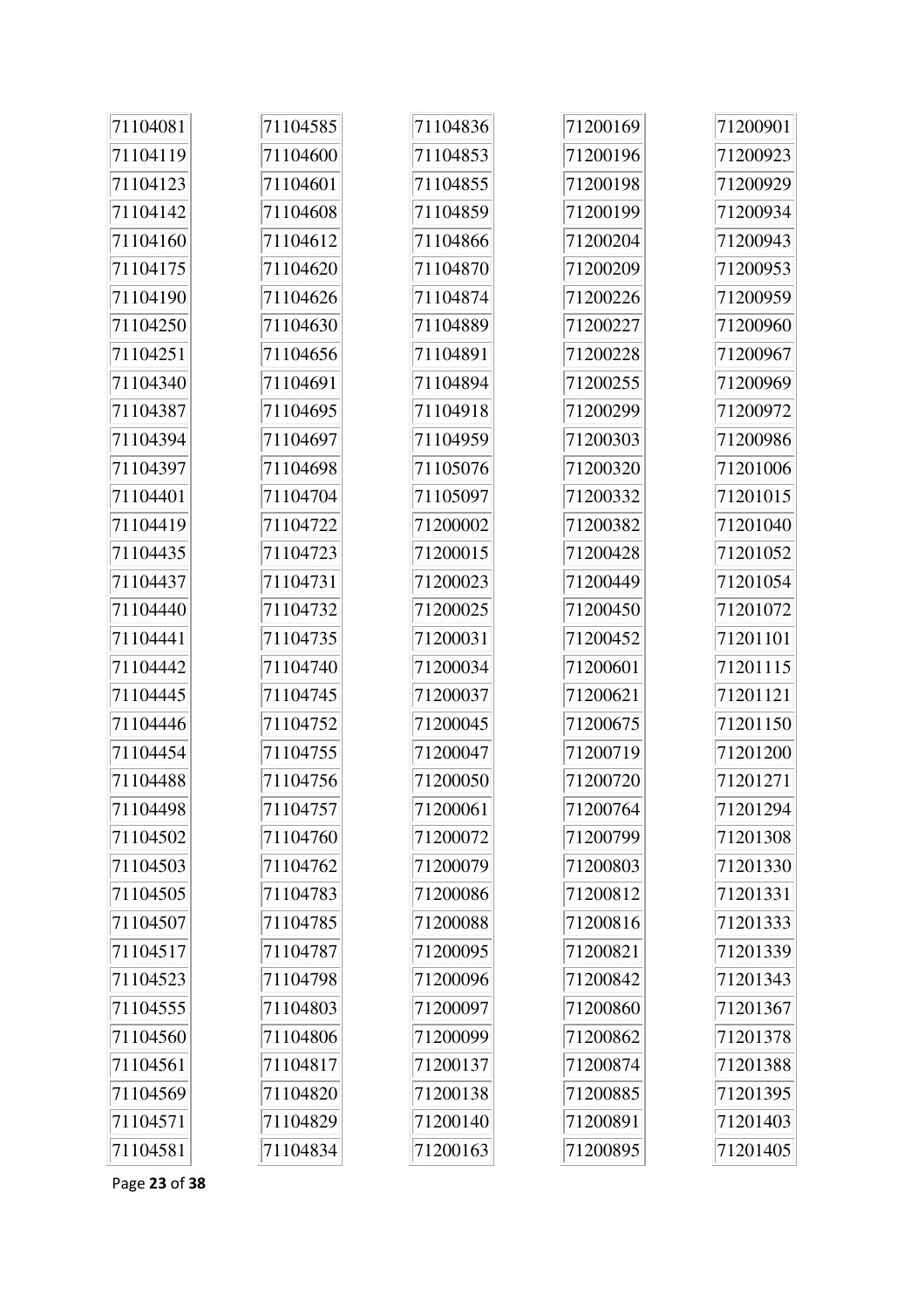| | | | | |
|---|---|---|---|---|
| 71104081 | 71104585 | 71104836 | 71200169 | 71200901 |
| 71104119 | 71104600 | 71104853 | 71200196 | 71200923 |
| 71104123 | 71104601 | 71104855 | 71200198 | 71200929 |
| 71104142 | 71104608 | 71104859 | 71200199 | 71200934 |
| 71104160 | 71104612 | 71104866 | 71200204 | 71200943 |
| 71104175 | 71104620 | 71104870 | 71200209 | 71200953 |
| 71104190 | 71104626 | 71104874 | 71200226 | 71200959 |
| 71104250 | 71104630 | 71104889 | 71200227 | 71200960 |
| 71104251 | 71104656 | 71104891 | 71200228 | 71200967 |
| 71104340 | 71104691 | 71104894 | 71200255 | 71200969 |
| 71104387 | 71104695 | 71104918 | 71200299 | 71200972 |
| 71104394 | 71104697 | 71104959 | 71200303 | 71200986 |
| 71104397 | 71104698 | 71105076 | 71200320 | 71201006 |
| 71104401 | 71104704 | 71105097 | 71200332 | 71201015 |
| 71104419 | 71104722 | 71200002 | 71200382 | 71201040 |
| 71104435 | 71104723 | 71200015 | 71200428 | 71201052 |
| 71104437 | 71104731 | 71200023 | 71200449 | 71201054 |
| 71104440 | 71104732 | 71200025 | 71200450 | 71201072 |
| 71104441 | 71104735 | 71200031 | 71200452 | 71201101 |
| 71104442 | 71104740 | 71200034 | 71200601 | 71201115 |
| 71104445 | 71104745 | 71200037 | 71200621 | 71201121 |
| 71104446 | 71104752 | 71200045 | 71200675 | 71201150 |
| 71104454 | 71104755 | 71200047 | 71200719 | 71201200 |
| 71104488 | 71104756 | 71200050 | 71200720 | 71201271 |
| 71104498 | 71104757 | 71200061 | 71200764 | 71201294 |
| 71104502 | 71104760 | 71200072 | 71200799 | 71201308 |
| 71104503 | 71104762 | 71200079 | 71200803 | 71201330 |
| 71104505 | 71104783 | 71200086 | 71200812 | 71201331 |
| 71104507 | 71104785 | 71200088 | 71200816 | 71201333 |
| 71104517 | 71104787 | 71200095 | 71200821 | 71201339 |
| 71104523 | 71104798 | 71200096 | 71200842 | 71201343 |
| 71104555 | 71104803 | 71200097 | 71200860 | 71201367 |
| 71104560 | 71104806 | 71200099 | 71200862 | 71201378 |
| 71104561 | 71104817 | 71200137 | 71200874 | 71201388 |
| 71104569 | 71104820 | 71200138 | 71200885 | 71201395 |
| 71104571 | 71104829 | 71200140 | 71200891 | 71201403 |
| 71104581 | 71104834 | 71200163 | 71200895 | 71201405 |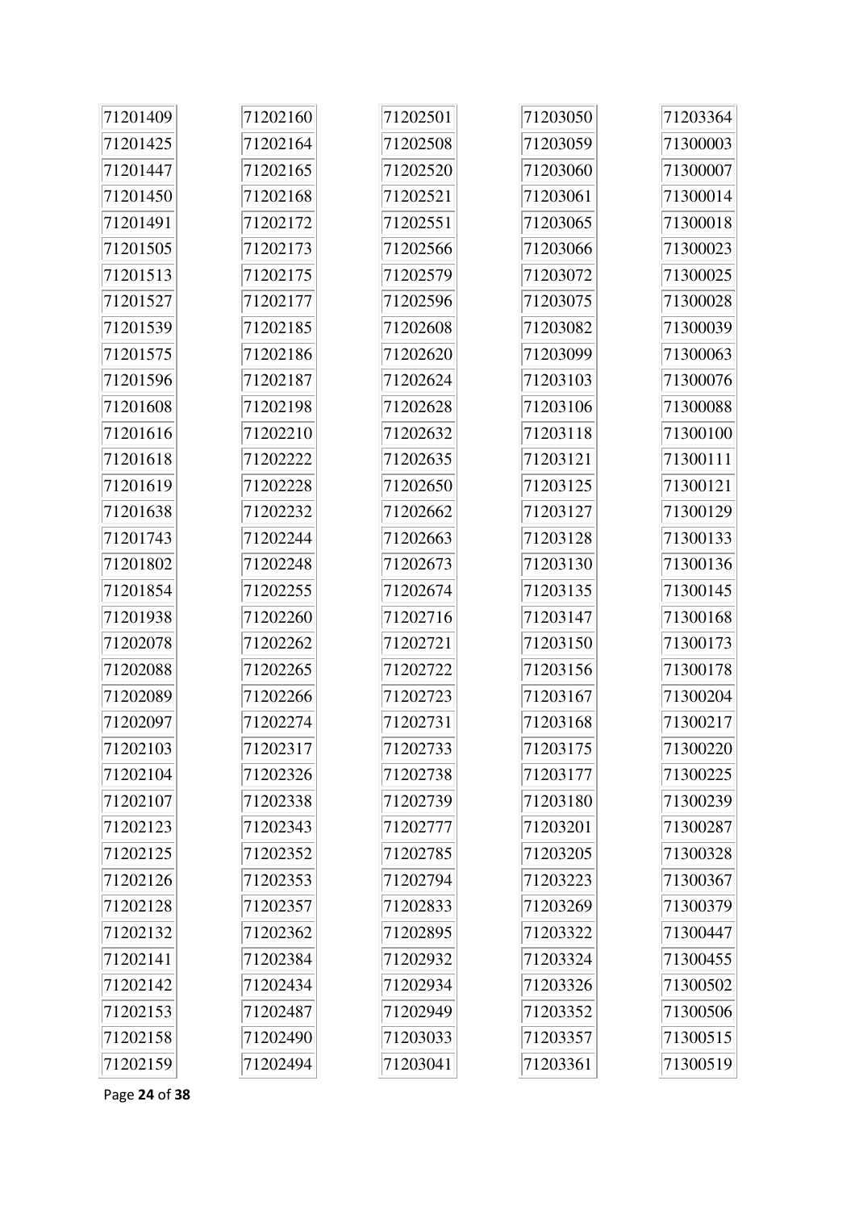| 71201409 | 71202160 | 71202501 | 71203050 | 71203364 |
|---|---|---|---|---|
| 71201425 | 71202164 | 71202508 | 71203059 | 71300003 |
| 71201447 | 71202165 | 71202520 | 71203060 | 71300007 |
| 71201450 | 71202168 | 71202521 | 71203061 | 71300014 |
| 71201491 | 71202172 | 71202551 | 71203065 | 71300018 |
| 71201505 | 71202173 | 71202566 | 71203066 | 71300023 |
| 71201513 | 71202175 | 71202579 | 71203072 | 71300025 |
| 71201527 | 71202177 | 71202596 | 71203075 | 71300028 |
| 71201539 | 71202185 | 71202608 | 71203082 | 71300039 |
| 71201575 | 71202186 | 71202620 | 71203099 | 71300063 |
| 71201596 | 71202187 | 71202624 | 71203103 | 71300076 |
| 71201608 | 71202198 | 71202628 | 71203106 | 71300088 |
| 71201616 | 71202210 | 71202632 | 71203118 | 71300100 |
| 71201618 | 71202222 | 71202635 | 71203121 | 71300111 |
| 71201619 | 71202228 | 71202650 | 71203125 | 71300121 |
| 71201638 | 71202232 | 71202662 | 71203127 | 71300129 |
| 71201743 | 71202244 | 71202663 | 71203128 | 71300133 |
| 71201802 | 71202248 | 71202673 | 71203130 | 71300136 |
| 71201854 | 71202255 | 71202674 | 71203135 | 71300145 |
| 71201938 | 71202260 | 71202716 | 71203147 | 71300168 |
| 71202078 | 71202262 | 71202721 | 71203150 | 71300173 |
| 71202088 | 71202265 | 71202722 | 71203156 | 71300178 |
| 71202089 | 71202266 | 71202723 | 71203167 | 71300204 |
| 71202097 | 71202274 | 71202731 | 71203168 | 71300217 |
| 71202103 | 71202317 | 71202733 | 71203175 | 71300220 |
| 71202104 | 71202326 | 71202738 | 71203177 | 71300225 |
| 71202107 | 71202338 | 71202739 | 71203180 | 71300239 |
| 71202123 | 71202343 | 71202777 | 71203201 | 71300287 |
| 71202125 | 71202352 | 71202785 | 71203205 | 71300328 |
| 71202126 | 71202353 | 71202794 | 71203223 | 71300367 |
| 71202128 | 71202357 | 71202833 | 71203269 | 71300379 |
| 71202132 | 71202362 | 71202895 | 71203322 | 71300447 |
| 71202141 | 71202384 | 71202932 | 71203324 | 71300455 |
| 71202142 | 71202434 | 71202934 | 71203326 | 71300502 |
| 71202153 | 71202487 | 71202949 | 71203352 | 71300506 |
| 71202158 | 71202490 | 71203033 | 71203357 | 71300515 |
| 71202159 | 71202494 | 71203041 | 71203361 | 71300519 |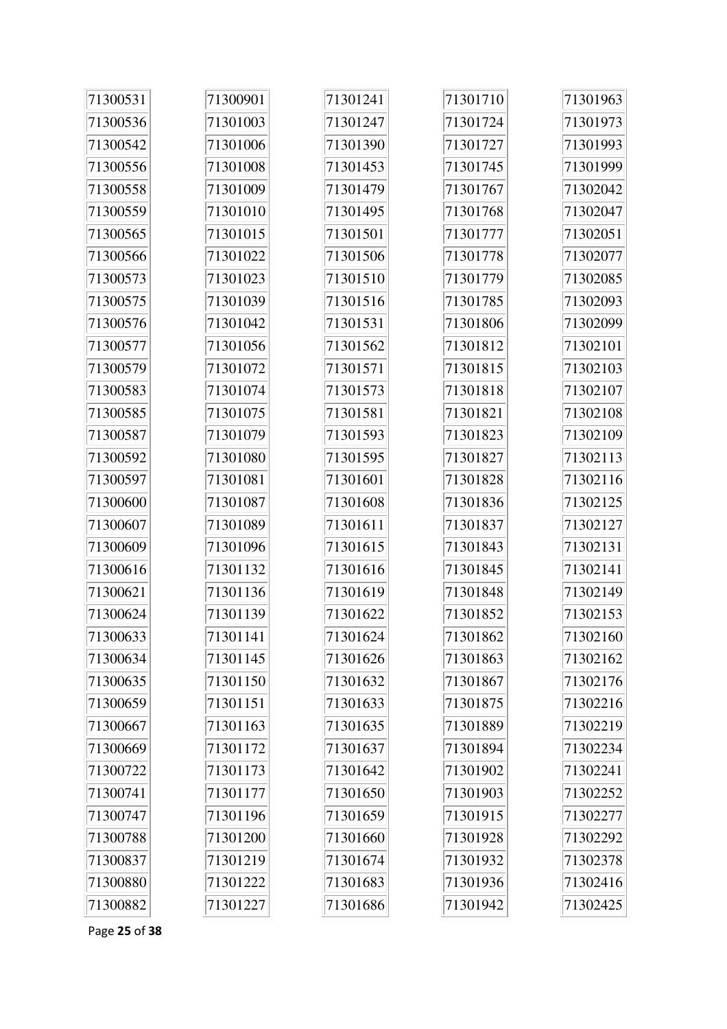| | | | | |
|---|---|---|---|---|
| 71300531 | 71300901 | 71301241 | 71301710 | 71301963 |
| 71300536 | 71301003 | 71301247 | 71301724 | 71301973 |
| 71300542 | 71301006 | 71301390 | 71301727 | 71301993 |
| 71300556 | 71301008 | 71301453 | 71301745 | 71301999 |
| 71300558 | 71301009 | 71301479 | 71301767 | 71302042 |
| 71300559 | 71301010 | 71301495 | 71301768 | 71302047 |
| 71300565 | 71301015 | 71301501 | 71301777 | 71302051 |
| 71300566 | 71301022 | 71301506 | 71301778 | 71302077 |
| 71300573 | 71301023 | 71301510 | 71301779 | 71302085 |
| 71300575 | 71301039 | 71301516 | 71301785 | 71302093 |
| 71300576 | 71301042 | 71301531 | 71301806 | 71302099 |
| 71300577 | 71301056 | 71301562 | 71301812 | 71302101 |
| 71300579 | 71301072 | 71301571 | 71301815 | 71302103 |
| 71300583 | 71301074 | 71301573 | 71301818 | 71302107 |
| 71300585 | 71301075 | 71301581 | 71301821 | 71302108 |
| 71300587 | 71301079 | 71301593 | 71301823 | 71302109 |
| 71300592 | 71301080 | 71301595 | 71301827 | 71302113 |
| 71300597 | 71301081 | 71301601 | 71301828 | 71302116 |
| 71300600 | 71301087 | 71301608 | 71301836 | 71302125 |
| 71300607 | 71301089 | 71301611 | 71301837 | 71302127 |
| 71300609 | 71301096 | 71301615 | 71301843 | 71302131 |
| 71300616 | 71301132 | 71301616 | 71301845 | 71302141 |
| 71300621 | 71301136 | 71301619 | 71301848 | 71302149 |
| 71300624 | 71301139 | 71301622 | 71301852 | 71302153 |
| 71300633 | 71301141 | 71301624 | 71301862 | 71302160 |
| 71300634 | 71301145 | 71301626 | 71301863 | 71302162 |
| 71300635 | 71301150 | 71301632 | 71301867 | 71302176 |
| 71300659 | 71301151 | 71301633 | 71301875 | 71302216 |
| 71300667 | 71301163 | 71301635 | 71301889 | 71302219 |
| 71300669 | 71301172 | 71301637 | 71301894 | 71302234 |
| 71300722 | 71301173 | 71301642 | 71301902 | 71302241 |
| 71300741 | 71301177 | 71301650 | 71301903 | 71302252 |
| 71300747 | 71301196 | 71301659 | 71301915 | 71302277 |
| 71300788 | 71301200 | 71301660 | 71301928 | 71302292 |
| 71300837 | 71301219 | 71301674 | 71301932 | 71302378 |
| 71300880 | 71301222 | 71301683 | 71301936 | 71302416 |
| 71300882 | 71301227 | 71301686 | 71301942 | 71302425 |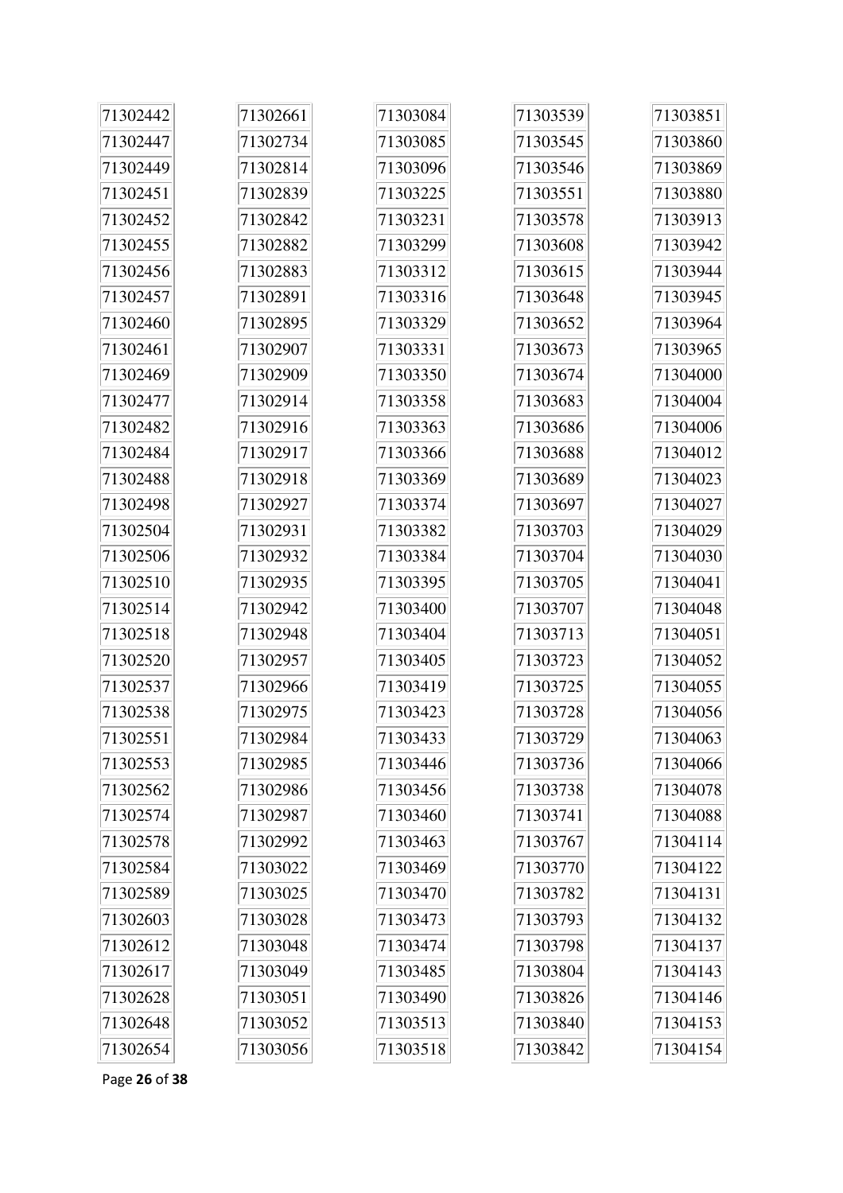71302442
71302447
71302449
71302451
71302452
71302455
71302456
71302457
71302460
71302461
71302469
71302477
71302482
71302484
71302488
71302498
71302504
71302506
71302510
71302514
71302518
71302520
71302537
71302538
71302551
71302553
71302562
71302574
71302578
71302584
71302589
71302603
71302612
71302617
71302628
71302648
71302654
71302661
71302734
71302814
71302839
71302842
71302882
71302883
71302891
71302895
71302907
71302909
71302914
71302916
71302917
71302918
71302927
71302931
71302932
71302935
71302942
71302948
71302957
71302966
71302975
71302984
71302985
71302986
71302987
71302992
71303022
71303025
71303028
71303048
71303049
71303051
71303052
71303056
71303084
71303085
71303096
71303225
71303231
71303299
71303312
71303316
71303329
71303331
71303350
71303358
71303363
71303366
71303369
71303374
71303382
71303384
71303395
71303400
71303404
71303405
71303419
71303423
71303433
71303446
71303456
71303460
71303463
71303469
71303470
71303473
71303474
71303485
71303490
71303513
71303518
71303539
71303545
71303546
71303551
71303578
71303608
71303615
71303648
71303652
71303673
71303674
71303683
71303686
71303688
71303689
71303697
71303703
71303704
71303705
71303707
71303713
71303723
71303725
71303728
71303729
71303736
71303738
71303741
71303767
71303770
71303782
71303793
71303798
71303804
71303826
71303840
71303842
71303851
71303860
71303869
71303880
71303913
71303942
71303944
71303945
71303964
71303965
71304000
71304004
71304006
71304012
71304023
71304027
71304029
71304030
71304041
71304048
71304051
71304052
71304055
71304056
71304063
71304066
71304078
71304088
71304114
71304122
71304131
71304132
71304137
71304143
71304146
71304153
71304154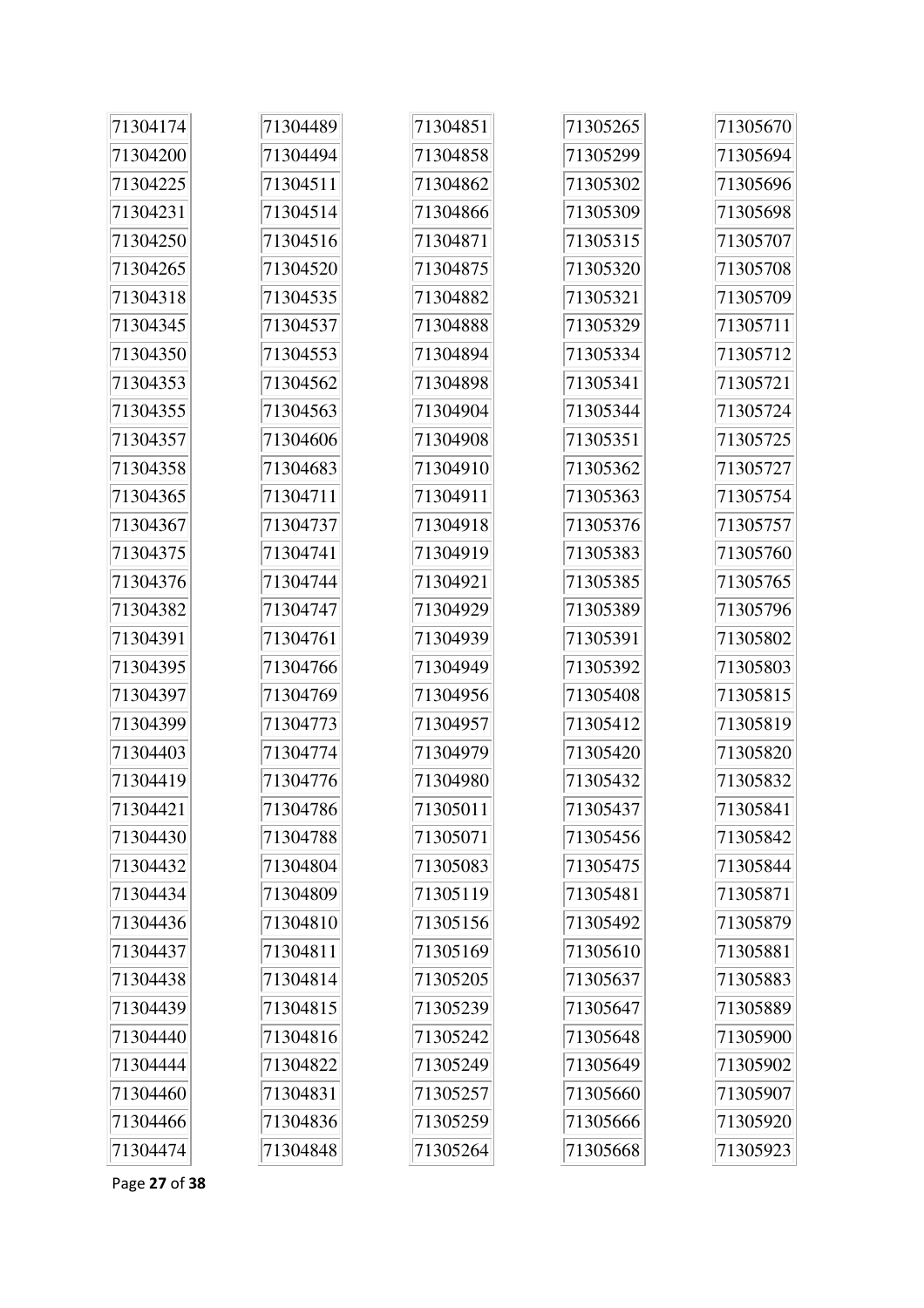| | | | | |
|---|---|---|---|---|
| 71304174 | 71304489 | 71304851 | 71305265 | 71305670 |
| 71304200 | 71304494 | 71304858 | 71305299 | 71305694 |
| 71304225 | 71304511 | 71304862 | 71305302 | 71305696 |
| 71304231 | 71304514 | 71304866 | 71305309 | 71305698 |
| 71304250 | 71304516 | 71304871 | 71305315 | 71305707 |
| 71304265 | 71304520 | 71304875 | 71305320 | 71305708 |
| 71304318 | 71304535 | 71304882 | 71305321 | 71305709 |
| 71304345 | 71304537 | 71304888 | 71305329 | 71305711 |
| 71304350 | 71304553 | 71304894 | 71305334 | 71305712 |
| 71304353 | 71304562 | 71304898 | 71305341 | 71305721 |
| 71304355 | 71304563 | 71304904 | 71305344 | 71305724 |
| 71304357 | 71304606 | 71304908 | 71305351 | 71305725 |
| 71304358 | 71304683 | 71304910 | 71305362 | 71305727 |
| 71304365 | 71304711 | 71304911 | 71305363 | 71305754 |
| 71304367 | 71304737 | 71304918 | 71305376 | 71305757 |
| 71304375 | 71304741 | 71304919 | 71305383 | 71305760 |
| 71304376 | 71304744 | 71304921 | 71305385 | 71305765 |
| 71304382 | 71304747 | 71304929 | 71305389 | 71305796 |
| 71304391 | 71304761 | 71304939 | 71305391 | 71305802 |
| 71304395 | 71304766 | 71304949 | 71305392 | 71305803 |
| 71304397 | 71304769 | 71304956 | 71305408 | 71305815 |
| 71304399 | 71304773 | 71304957 | 71305412 | 71305819 |
| 71304403 | 71304774 | 71304979 | 71305420 | 71305820 |
| 71304419 | 71304776 | 71304980 | 71305432 | 71305832 |
| 71304421 | 71304786 | 71305011 | 71305437 | 71305841 |
| 71304430 | 71304788 | 71305071 | 71305456 | 71305842 |
| 71304432 | 71304804 | 71305083 | 71305475 | 71305844 |
| 71304434 | 71304809 | 71305119 | 71305481 | 71305871 |
| 71304436 | 71304810 | 71305156 | 71305492 | 71305879 |
| 71304437 | 71304811 | 71305169 | 71305610 | 71305881 |
| 71304438 | 71304814 | 71305205 | 71305637 | 71305883 |
| 71304439 | 71304815 | 71305239 | 71305647 | 71305889 |
| 71304440 | 71304816 | 71305242 | 71305648 | 71305900 |
| 71304444 | 71304822 | 71305249 | 71305649 | 71305902 |
| 71304460 | 71304831 | 71305257 | 71305660 | 71305907 |
| 71304466 | 71304836 | 71305259 | 71305666 | 71305920 |
| 71304474 | 71304848 | 71305264 | 71305668 | 71305923 |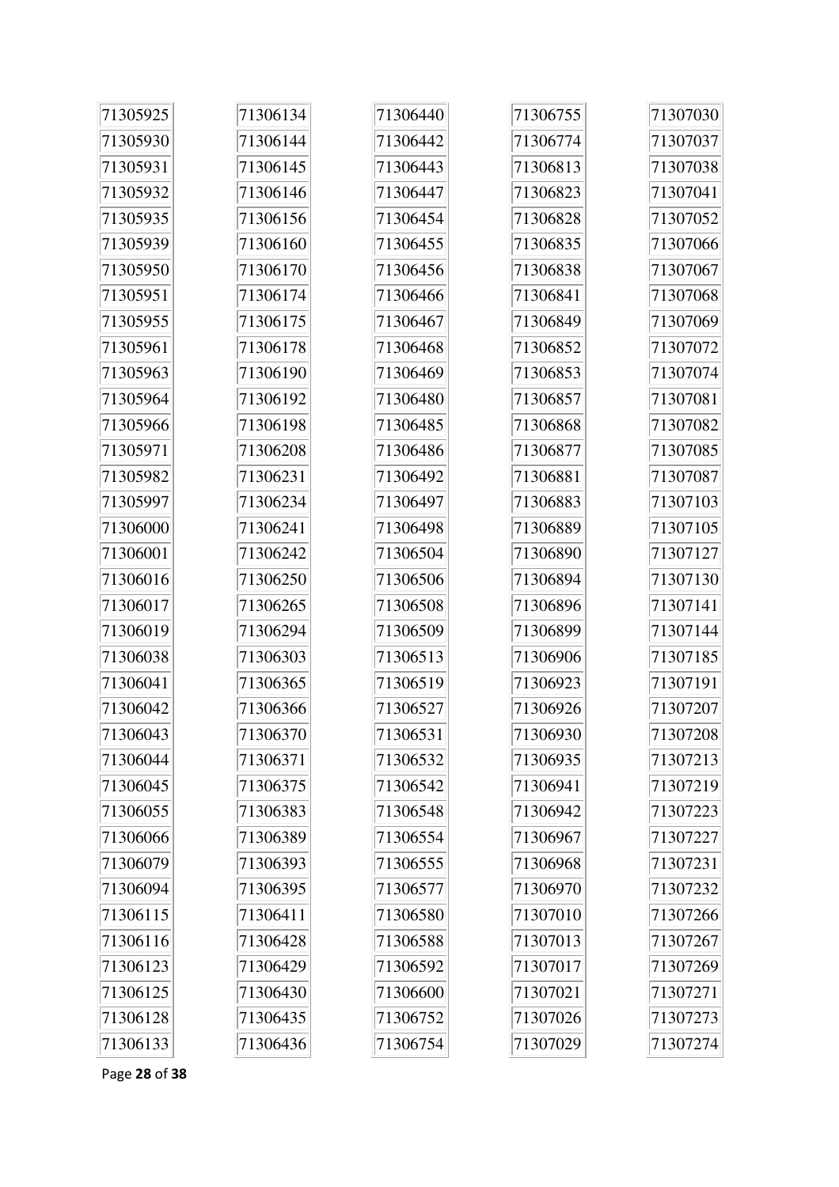| 71305925 | 71306134 | 71306440 | 71306755 | 71307030 |
|---|---|---|---|---|
| 71305930 | 71306144 | 71306442 | 71306774 | 71307037 |
| 71305931 | 71306145 | 71306443 | 71306813 | 71307038 |
| 71305932 | 71306146 | 71306447 | 71306823 | 71307041 |
| 71305935 | 71306156 | 71306454 | 71306828 | 71307052 |
| 71305939 | 71306160 | 71306455 | 71306835 | 71307066 |
| 71305950 | 71306170 | 71306456 | 71306838 | 71307067 |
| 71305951 | 71306174 | 71306466 | 71306841 | 71307068 |
| 71305955 | 71306175 | 71306467 | 71306849 | 71307069 |
| 71305961 | 71306178 | 71306468 | 71306852 | 71307072 |
| 71305963 | 71306190 | 71306469 | 71306853 | 71307074 |
| 71305964 | 71306192 | 71306480 | 71306857 | 71307081 |
| 71305966 | 71306198 | 71306485 | 71306868 | 71307082 |
| 71305971 | 71306208 | 71306486 | 71306877 | 71307085 |
| 71305982 | 71306231 | 71306492 | 71306881 | 71307087 |
| 71305997 | 71306234 | 71306497 | 71306883 | 71307103 |
| 71306000 | 71306241 | 71306498 | 71306889 | 71307105 |
| 71306001 | 71306242 | 71306504 | 71306890 | 71307127 |
| 71306016 | 71306250 | 71306506 | 71306894 | 71307130 |
| 71306017 | 71306265 | 71306508 | 71306896 | 71307141 |
| 71306019 | 71306294 | 71306509 | 71306899 | 71307144 |
| 71306038 | 71306303 | 71306513 | 71306906 | 71307185 |
| 71306041 | 71306365 | 71306519 | 71306923 | 71307191 |
| 71306042 | 71306366 | 71306527 | 71306926 | 71307207 |
| 71306043 | 71306370 | 71306531 | 71306930 | 71307208 |
| 71306044 | 71306371 | 71306532 | 71306935 | 71307213 |
| 71306045 | 71306375 | 71306542 | 71306941 | 71307219 |
| 71306055 | 71306383 | 71306548 | 71306942 | 71307223 |
| 71306066 | 71306389 | 71306554 | 71306967 | 71307227 |
| 71306079 | 71306393 | 71306555 | 71306968 | 71307231 |
| 71306094 | 71306395 | 71306577 | 71306970 | 71307232 |
| 71306115 | 71306411 | 71306580 | 71307010 | 71307266 |
| 71306116 | 71306428 | 71306588 | 71307013 | 71307267 |
| 71306123 | 71306429 | 71306592 | 71307017 | 71307269 |
| 71306125 | 71306430 | 71306600 | 71307021 | 71307271 |
| 71306128 | 71306435 | 71306752 | 71307026 | 71307273 |
| 71306133 | 71306436 | 71306754 | 71307029 | 71307274 |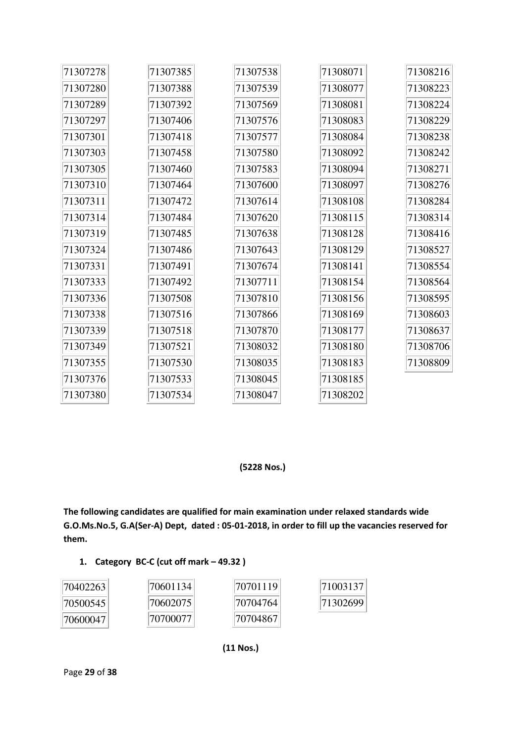| | | | | |
|---|---|---|---|---|
| 71307278 | 71307385 | 71307538 | 71308071 | 71308216 |
| 71307280 | 71307388 | 71307539 | 71308077 | 71308223 |
| 71307289 | 71307392 | 71307569 | 71308081 | 71308224 |
| 71307297 | 71307406 | 71307576 | 71308083 | 71308229 |
| 71307301 | 71307418 | 71307577 | 71308084 | 71308238 |
| 71307303 | 71307458 | 71307580 | 71308092 | 71308242 |
| 71307305 | 71307460 | 71307583 | 71308094 | 71308271 |
| 71307310 | 71307464 | 71307600 | 71308097 | 71308276 |
| 71307311 | 71307472 | 71307614 | 71308108 | 71308284 |
| 71307314 | 71307484 | 71307620 | 71308115 | 71308314 |
| 71307319 | 71307485 | 71307638 | 71308128 | 71308416 |
| 71307324 | 71307486 | 71307643 | 71308129 | 71308527 |
| 71307331 | 71307491 | 71307674 | 71308141 | 71308554 |
| 71307333 | 71307492 | 71307711 | 71308154 | 71308564 |
| 71307336 | 71307508 | 71307810 | 71308156 | 71308595 |
| 71307338 | 71307516 | 71307866 | 71308169 | 71308603 |
| 71307339 | 71307518 | 71307870 | 71308177 | 71308637 |
| 71307349 | 71307521 | 71308032 | 71308180 | 71308706 |
| 71307355 | 71307530 | 71308035 | 71308183 | 71308809 |
| 71307376 | 71307533 | 71308045 | 71308185 | |
| 71307380 | 71307534 | 71308047 | 71308202 | |

**(5228 Nos.)**

**The following candidates are qualified for main examination under relaxed standards wide G.O.Ms.No.5, G.A(Ser-A) Dept, dated : 05-01-2018, in order to fill up the vacancies reserved for them.**

1. **Category BC-C (cut off mark – 49.32 )**

| | | | |
|---|---|---|---|
| 70402263 | 70601134 | 70701119 | 71003137 |
| 70500545 | 70602075 | 70704764 | 71302699 |
| 70600047 | 70700077 | 70704867 | |

**(11 Nos.)**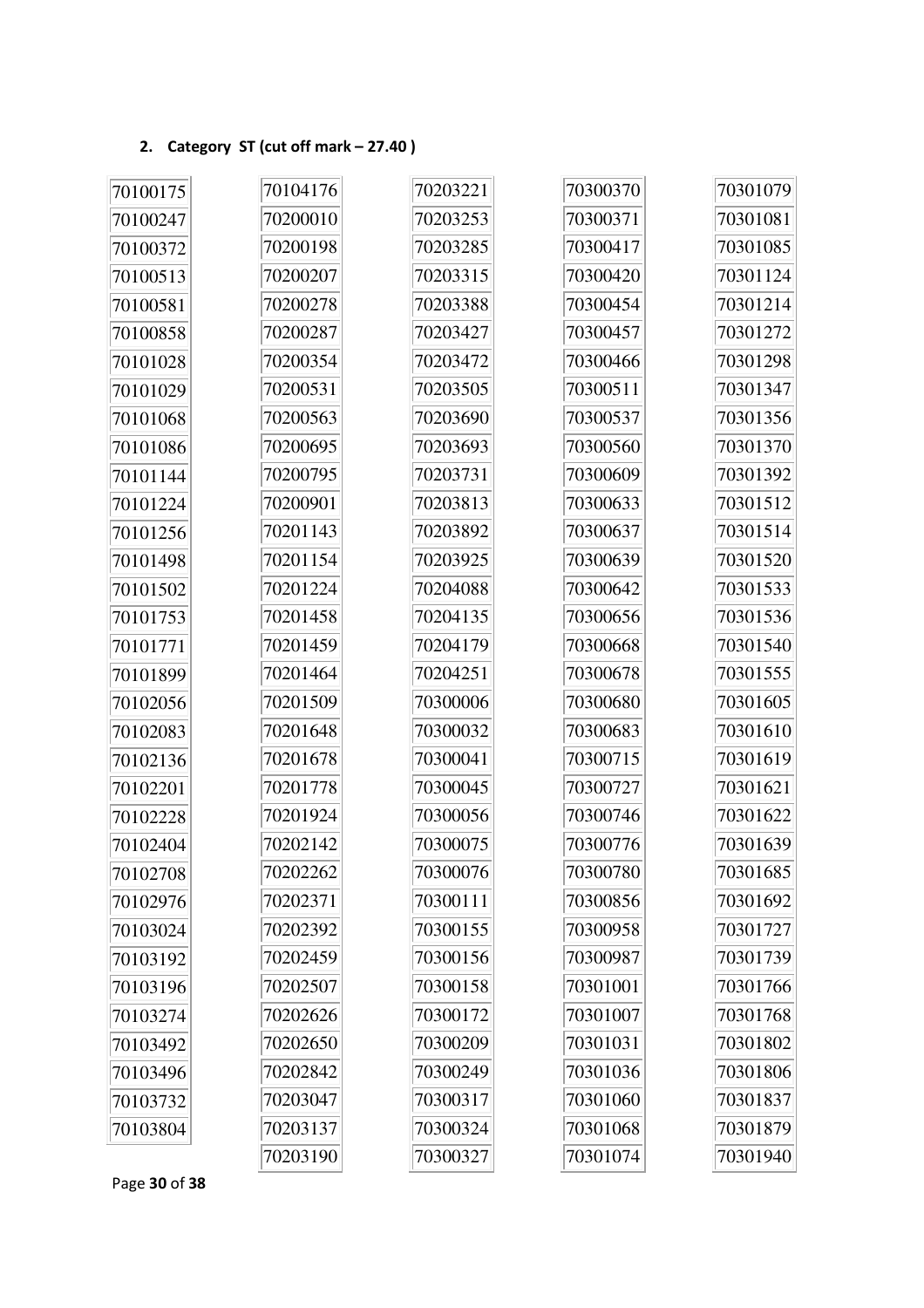2. **Category ST (cut off mark – 27.40 )**

| | | | | |
|---|---|---|---|---|
| 70100175 | 70104176 | 70203221 | 70300370 | 70301079 |
| 70100247 | 70200010 | 70203253 | 70300371 | 70301081 |
| 70100372 | 70200198 | 70203285 | 70300417 | 70301085 |
| 70100513 | 70200207 | 70203315 | 70300420 | 70301124 |
| 70100581 | 70200278 | 70203388 | 70300454 | 70301214 |
| 70100858 | 70200287 | 70203427 | 70300457 | 70301272 |
| 70101028 | 70200354 | 70203472 | 70300466 | 70301298 |
| 70101029 | 70200531 | 70203505 | 70300511 | 70301347 |
| 70101068 | 70200563 | 70203690 | 70300537 | 70301356 |
| 70101086 | 70200695 | 70203693 | 70300560 | 70301370 |
| 70101144 | 70200795 | 70203731 | 70300609 | 70301392 |
| 70101224 | 70200901 | 70203813 | 70300633 | 70301512 |
| 70101256 | 70201143 | 70203892 | 70300637 | 70301514 |
| 70101498 | 70201154 | 70203925 | 70300639 | 70301520 |
| 70101502 | 70201224 | 70204088 | 70300642 | 70301533 |
| 70101753 | 70201458 | 70204135 | 70300656 | 70301536 |
| 70101771 | 70201459 | 70204179 | 70300668 | 70301540 |
| 70101899 | 70201464 | 70204251 | 70300678 | 70301555 |
| 70102056 | 70201509 | 70300006 | 70300680 | 70301605 |
| 70102083 | 70201648 | 70300032 | 70300683 | 70301610 |
| 70102136 | 70201678 | 70300041 | 70300715 | 70301619 |
| 70102201 | 70201778 | 70300045 | 70300727 | 70301621 |
| 70102228 | 70201924 | 70300056 | 70300746 | 70301622 |
| 70102404 | 70202142 | 70300075 | 70300776 | 70301639 |
| 70102708 | 70202262 | 70300076 | 70300780 | 70301685 |
| 70102976 | 70202371 | 70300111 | 70300856 | 70301692 |
| 70103024 | 70202392 | 70300155 | 70300958 | 70301727 |
| 70103192 | 70202459 | 70300156 | 70300987 | 70301739 |
| 70103196 | 70202507 | 70300158 | 70301001 | 70301766 |
| 70103274 | 70202626 | 70300172 | 70301007 | 70301768 |
| 70103492 | 70202650 | 70300209 | 70301031 | 70301802 |
| 70103496 | 70202842 | 70300249 | 70301036 | 70301806 |
| 70103732 | 70203047 | 70300317 | 70301060 | 70301837 |
| 70103804 | 70203137 | 70300324 | 70301068 | 70301879 |
| | 70203190 | 70300327 | 70301074 | 70301940 |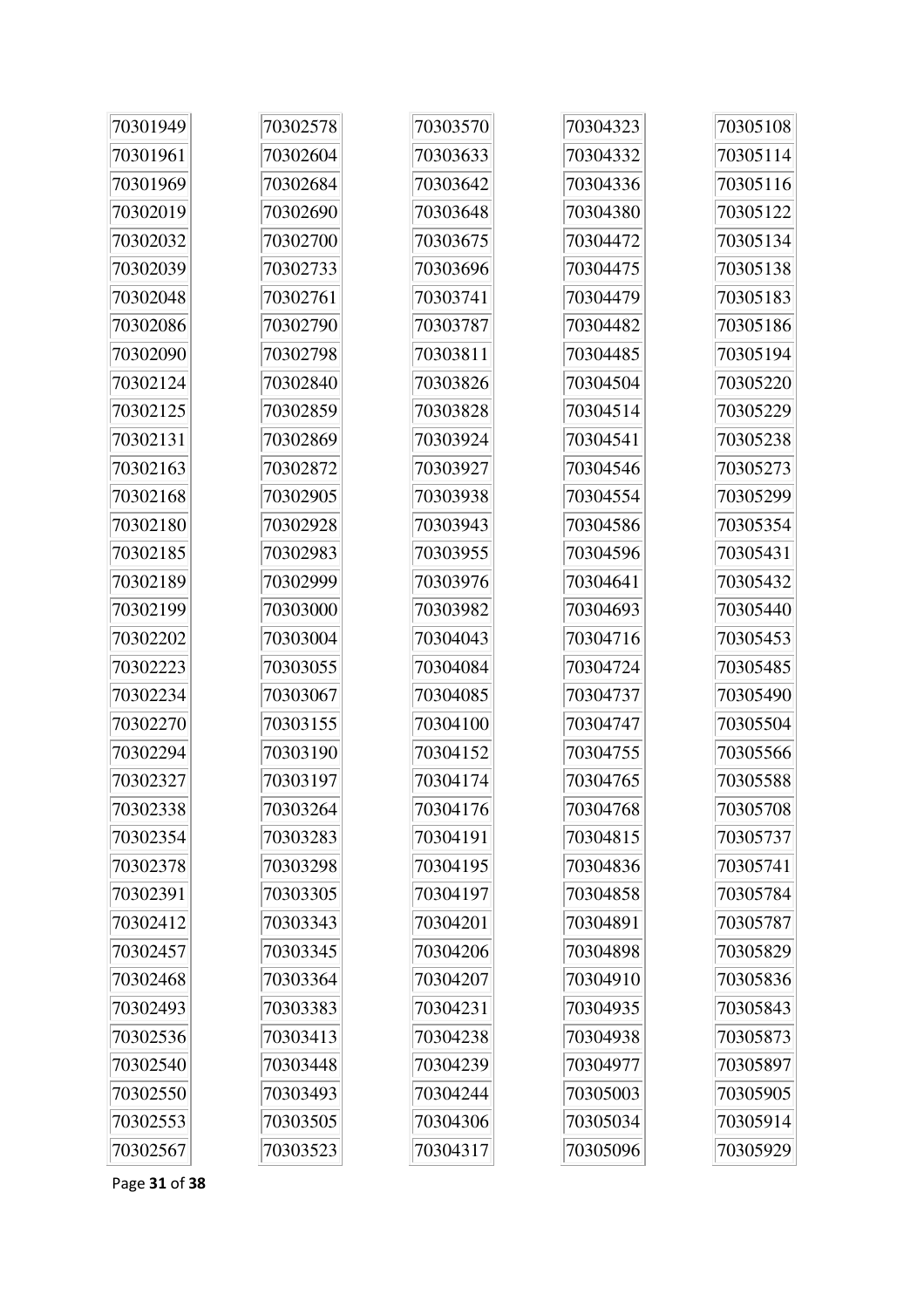| 70301949 | 70302578 | 70303570 | 70304323 | 70305108 |
|---|---|---|---|---|
| 70301961 | 70302604 | 70303633 | 70304332 | 70305114 |
| 70301969 | 70302684 | 70303642 | 70304336 | 70305116 |
| 70302019 | 70302690 | 70303648 | 70304380 | 70305122 |
| 70302032 | 70302700 | 70303675 | 70304472 | 70305134 |
| 70302039 | 70302733 | 70303696 | 70304475 | 70305138 |
| 70302048 | 70302761 | 70303741 | 70304479 | 70305183 |
| 70302086 | 70302790 | 70303787 | 70304482 | 70305186 |
| 70302090 | 70302798 | 70303811 | 70304485 | 70305194 |
| 70302124 | 70302840 | 70303826 | 70304504 | 70305220 |
| 70302125 | 70302859 | 70303828 | 70304514 | 70305229 |
| 70302131 | 70302869 | 70303924 | 70304541 | 70305238 |
| 70302163 | 70302872 | 70303927 | 70304546 | 70305273 |
| 70302168 | 70302905 | 70303938 | 70304554 | 70305299 |
| 70302180 | 70302928 | 70303943 | 70304586 | 70305354 |
| 70302185 | 70302983 | 70303955 | 70304596 | 70305431 |
| 70302189 | 70302999 | 70303976 | 70304641 | 70305432 |
| 70302199 | 70303000 | 70303982 | 70304693 | 70305440 |
| 70302202 | 70303004 | 70304043 | 70304716 | 70305453 |
| 70302223 | 70303055 | 70304084 | 70304724 | 70305485 |
| 70302234 | 70303067 | 70304085 | 70304737 | 70305490 |
| 70302270 | 70303155 | 70304100 | 70304747 | 70305504 |
| 70302294 | 70303190 | 70304152 | 70304755 | 70305566 |
| 70302327 | 70303197 | 70304174 | 70304765 | 70305588 |
| 70302338 | 70303264 | 70304176 | 70304768 | 70305708 |
| 70302354 | 70303283 | 70304191 | 70304815 | 70305737 |
| 70302378 | 70303298 | 70304195 | 70304836 | 70305741 |
| 70302391 | 70303305 | 70304197 | 70304858 | 70305784 |
| 70302412 | 70303343 | 70304201 | 70304891 | 70305787 |
| 70302457 | 70303345 | 70304206 | 70304898 | 70305829 |
| 70302468 | 70303364 | 70304207 | 70304910 | 70305836 |
| 70302493 | 70303383 | 70304231 | 70304935 | 70305843 |
| 70302536 | 70303413 | 70304238 | 70304938 | 70305873 |
| 70302540 | 70303448 | 70304239 | 70304977 | 70305897 |
| 70302550 | 70303493 | 70304244 | 70305003 | 70305905 |
| 70302553 | 70303505 | 70304306 | 70305034 | 70305914 |
| 70302567 | 70303523 | 70304317 | 70305096 | 70305929 |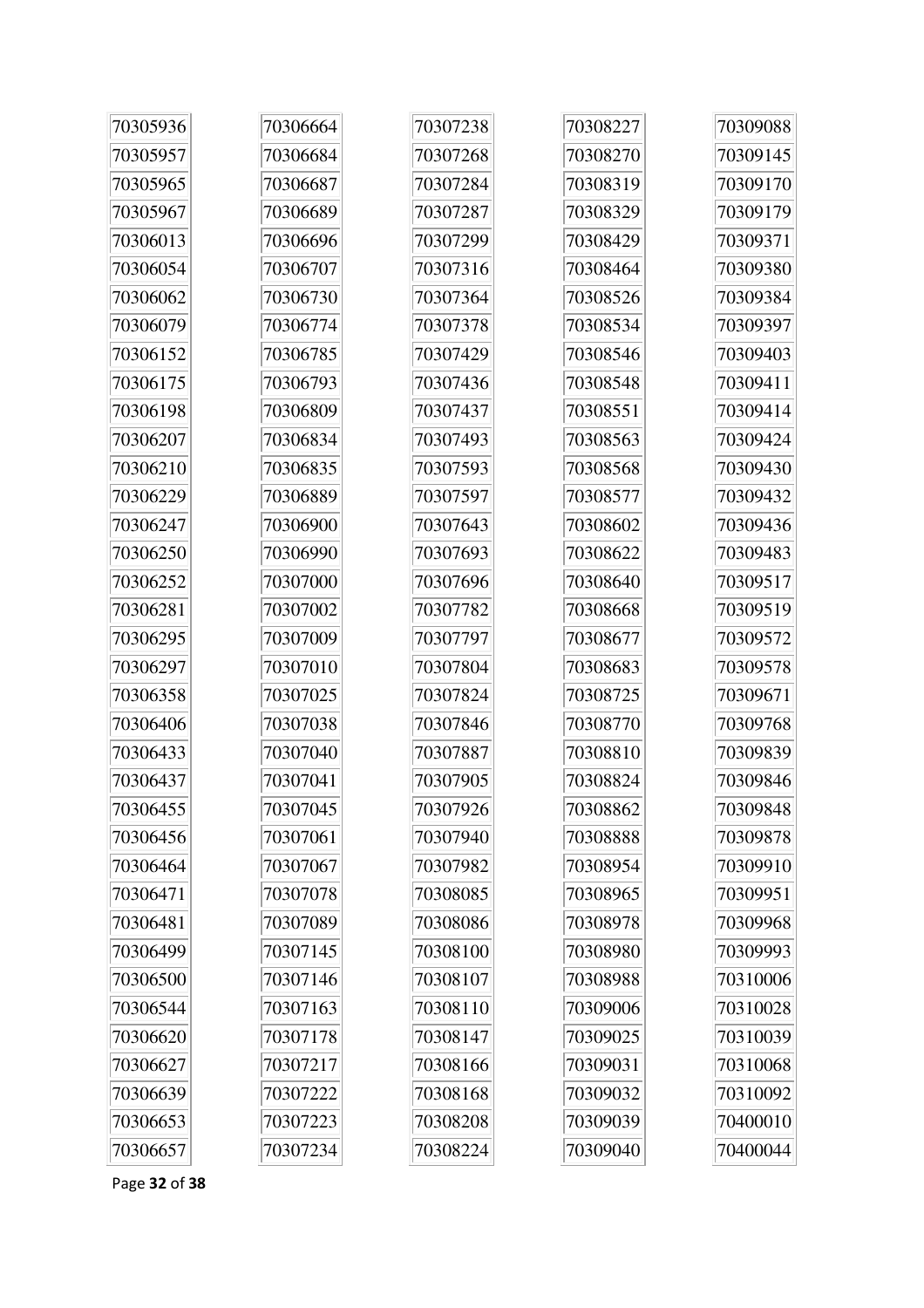70305936
70305957
70305965
70305967
70306013
70306054
70306062
70306079
70306152
70306175
70306198
70306207
70306210
70306229
70306247
70306250
70306252
70306281
70306295
70306297
70306358
70306406
70306433
70306437
70306455
70306456
70306464
70306471
70306481
70306499
70306500
70306544
70306620
70306627
70306639
70306653
70306657
70306664
70306684
70306687
70306689
70306696
70306707
70306730
70306774
70306785
70306793
70306809
70306834
70306835
70306889
70306900
70306990
70307000
70307002
70307009
70307010
70307025
70307038
70307040
70307041
70307045
70307061
70307067
70307078
70307089
70307145
70307146
70307163
70307178
70307217
70307222
70307223
70307234
70307238
70307268
70307284
70307287
70307299
70307316
70307364
70307378
70307429
70307436
70307437
70307493
70307593
70307597
70307643
70307693
70307696
70307782
70307797
70307804
70307824
70307846
70307887
70307905
70307926
70307940
70307982
70308085
70308086
70308100
70308107
70308110
70308147
70308166
70308168
70308208
70308224
70308227
70308270
70308319
70308329
70308429
70308464
70308526
70308534
70308546
70308548
70308551
70308563
70308568
70308577
70308602
70308622
70308640
70308668
70308677
70308683
70308725
70308770
70308810
70308824
70308862
70308888
70308954
70308965
70308978
70308980
70308988
70309006
70309025
70309031
70309032
70309039
70309040
70309088
70309145
70309170
70309179
70309371
70309380
70309384
70309397
70309403
70309411
70309414
70309424
70309430
70309432
70309436
70309483
70309517
70309519
70309572
70309578
70309671
70309768
70309839
70309846
70309848
70309878
70309910
70309951
70309968
70309993
70310006
70310028
70310039
70310068
70310092
70400010
70400044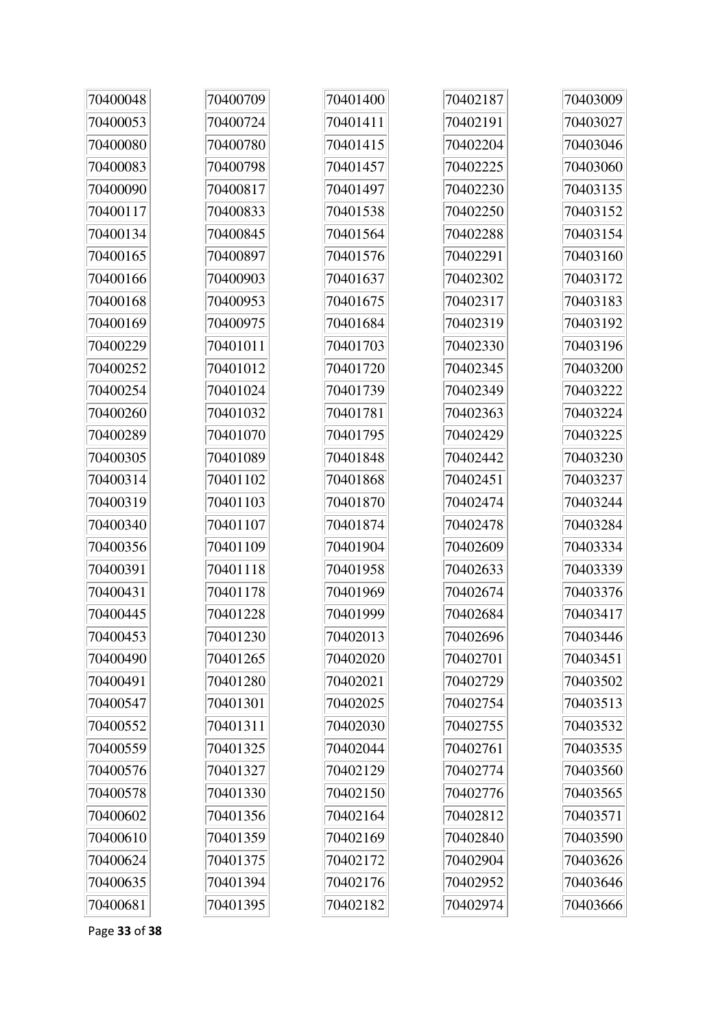| 70400048 | 70400709 | 70401400 | 70402187 | 70403009 |
|---|---|---|---|---|
| 70400053 | 70400724 | 70401411 | 70402191 | 70403027 |
| 70400080 | 70400780 | 70401415 | 70402204 | 70403046 |
| 70400083 | 70400798 | 70401457 | 70402225 | 70403060 |
| 70400090 | 70400817 | 70401497 | 70402230 | 70403135 |
| 70400117 | 70400833 | 70401538 | 70402250 | 70403152 |
| 70400134 | 70400845 | 70401564 | 70402288 | 70403154 |
| 70400165 | 70400897 | 70401576 | 70402291 | 70403160 |
| 70400166 | 70400903 | 70401637 | 70402302 | 70403172 |
| 70400168 | 70400953 | 70401675 | 70402317 | 70403183 |
| 70400169 | 70400975 | 70401684 | 70402319 | 70403192 |
| 70400229 | 70401011 | 70401703 | 70402330 | 70403196 |
| 70400252 | 70401012 | 70401720 | 70402345 | 70403200 |
| 70400254 | 70401024 | 70401739 | 70402349 | 70403222 |
| 70400260 | 70401032 | 70401781 | 70402363 | 70403224 |
| 70400289 | 70401070 | 70401795 | 70402429 | 70403225 |
| 70400305 | 70401089 | 70401848 | 70402442 | 70403230 |
| 70400314 | 70401102 | 70401868 | 70402451 | 70403237 |
| 70400319 | 70401103 | 70401870 | 70402474 | 70403244 |
| 70400340 | 70401107 | 70401874 | 70402478 | 70403284 |
| 70400356 | 70401109 | 70401904 | 70402609 | 70403334 |
| 70400391 | 70401118 | 70401958 | 70402633 | 70403339 |
| 70400431 | 70401178 | 70401969 | 70402674 | 70403376 |
| 70400445 | 70401228 | 70401999 | 70402684 | 70403417 |
| 70400453 | 70401230 | 70402013 | 70402696 | 70403446 |
| 70400490 | 70401265 | 70402020 | 70402701 | 70403451 |
| 70400491 | 70401280 | 70402021 | 70402729 | 70403502 |
| 70400547 | 70401301 | 70402025 | 70402754 | 70403513 |
| 70400552 | 70401311 | 70402030 | 70402755 | 70403532 |
| 70400559 | 70401325 | 70402044 | 70402761 | 70403535 |
| 70400576 | 70401327 | 70402129 | 70402774 | 70403560 |
| 70400578 | 70401330 | 70402150 | 70402776 | 70403565 |
| 70400602 | 70401356 | 70402164 | 70402812 | 70403571 |
| 70400610 | 70401359 | 70402169 | 70402840 | 70403590 |
| 70400624 | 70401375 | 70402172 | 70402904 | 70403626 |
| 70400635 | 70401394 | 70402176 | 70402952 | 70403646 |
| 70400681 | 70401395 | 70402182 | 70402974 | 70403666 |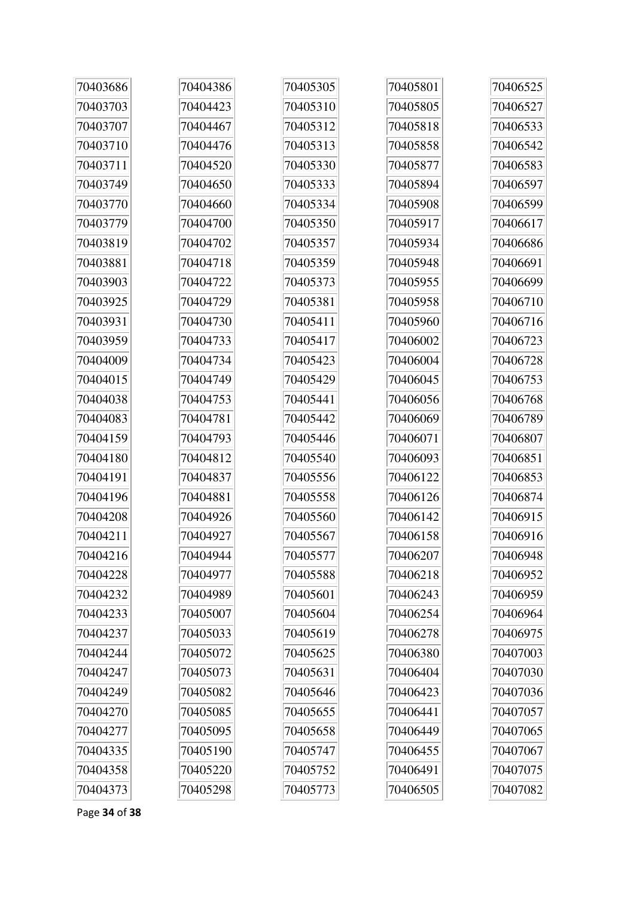70403686
70403703
70403707
70403710
70403711
70403749
70403770
70403779
70403819
70403881
70403903
70403925
70403931
70403959
70404009
70404015
70404038
70404083
70404159
70404180
70404191
70404196
70404208
70404211
70404216
70404228
70404232
70404233
70404237
70404244
70404247
70404249
70404270
70404277
70404335
70404358
70404373
70404386
70404423
70404467
70404476
70404520
70404650
70404660
70404700
70404702
70404718
70404722
70404729
70404730
70404733
70404734
70404749
70404753
70404781
70404793
70404812
70404837
70404881
70404926
70404927
70404944
70404977
70404989
70405007
70405033
70405072
70405073
70405082
70405085
70405095
70405190
70405220
70405298
70405305
70405310
70405312
70405313
70405330
70405333
70405334
70405350
70405357
70405359
70405373
70405381
70405411
70405417
70405423
70405429
70405441
70405442
70405446
70405540
70405556
70405558
70405560
70405567
70405577
70405588
70405601
70405604
70405619
70405625
70405631
70405646
70405655
70405658
70405747
70405752
70405773
70405801
70405805
70405818
70405858
70405877
70405894
70405908
70405917
70405934
70405948
70405955
70405958
70405960
70406002
70406004
70406045
70406056
70406069
70406071
70406093
70406122
70406126
70406142
70406158
70406207
70406218
70406243
70406254
70406278
70406380
70406404
70406423
70406441
70406449
70406455
70406491
70406505
70406525
70406527
70406533
70406542
70406583
70406597
70406599
70406617
70406686
70406691
70406699
70406710
70406716
70406723
70406728
70406753
70406768
70406789
70406807
70406851
70406853
70406874
70406915
70406916
70406948
70406952
70406959
70406964
70406975
70407003
70407030
70407036
70407057
70407065
70407067
70407075
70407082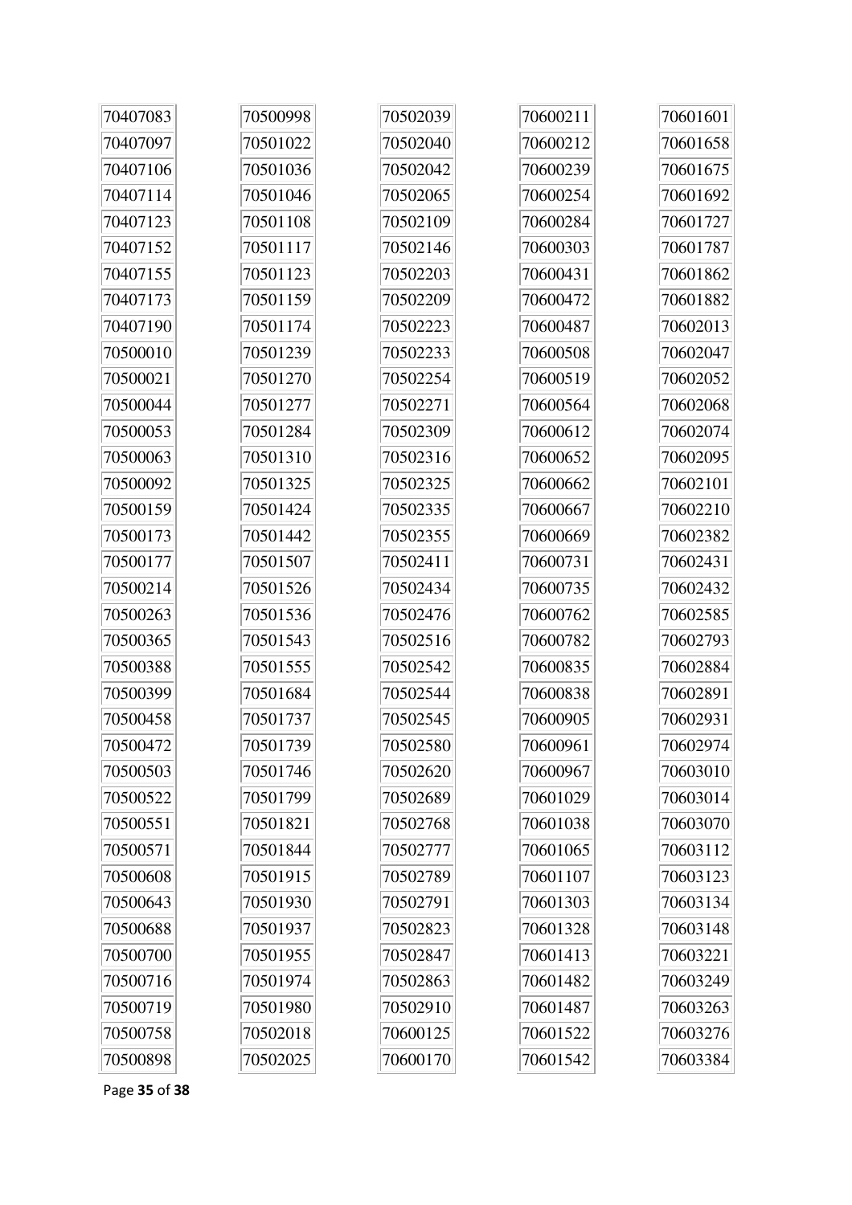| | | | | |
|---|---|---|---|---|
| 70407083 | 70500998 | 70502039 | 70600211 | 70601601 |
| 70407097 | 70501022 | 70502040 | 70600212 | 70601658 |
| 70407106 | 70501036 | 70502042 | 70600239 | 70601675 |
| 70407114 | 70501046 | 70502065 | 70600254 | 70601692 |
| 70407123 | 70501108 | 70502109 | 70600284 | 70601727 |
| 70407152 | 70501117 | 70502146 | 70600303 | 70601787 |
| 70407155 | 70501123 | 70502203 | 70600431 | 70601862 |
| 70407173 | 70501159 | 70502209 | 70600472 | 70601882 |
| 70407190 | 70501174 | 70502223 | 70600487 | 70602013 |
| 70500010 | 70501239 | 70502233 | 70600508 | 70602047 |
| 70500021 | 70501270 | 70502254 | 70600519 | 70602052 |
| 70500044 | 70501277 | 70502271 | 70600564 | 70602068 |
| 70500053 | 70501284 | 70502309 | 70600612 | 70602074 |
| 70500063 | 70501310 | 70502316 | 70600652 | 70602095 |
| 70500092 | 70501325 | 70502325 | 70600662 | 70602101 |
| 70500159 | 70501424 | 70502335 | 70600667 | 70602210 |
| 70500173 | 70501442 | 70502355 | 70600669 | 70602382 |
| 70500177 | 70501507 | 70502411 | 70600731 | 70602431 |
| 70500214 | 70501526 | 70502434 | 70600735 | 70602432 |
| 70500263 | 70501536 | 70502476 | 70600762 | 70602585 |
| 70500365 | 70501543 | 70502516 | 70600782 | 70602793 |
| 70500388 | 70501555 | 70502542 | 70600835 | 70602884 |
| 70500399 | 70501684 | 70502544 | 70600838 | 70602891 |
| 70500458 | 70501737 | 70502545 | 70600905 | 70602931 |
| 70500472 | 70501739 | 70502580 | 70600961 | 70602974 |
| 70500503 | 70501746 | 70502620 | 70600967 | 70603010 |
| 70500522 | 70501799 | 70502689 | 70601029 | 70603014 |
| 70500551 | 70501821 | 70502768 | 70601038 | 70603070 |
| 70500571 | 70501844 | 70502777 | 70601065 | 70603112 |
| 70500608 | 70501915 | 70502789 | 70601107 | 70603123 |
| 70500643 | 70501930 | 70502791 | 70601303 | 70603134 |
| 70500688 | 70501937 | 70502823 | 70601328 | 70603148 |
| 70500700 | 70501955 | 70502847 | 70601413 | 70603221 |
| 70500716 | 70501974 | 70502863 | 70601482 | 70603249 |
| 70500719 | 70501980 | 70502910 | 70601487 | 70603263 |
| 70500758 | 70502018 | 70600125 | 70601522 | 70603276 |
| 70500898 | 70502025 | 70600170 | 70601542 | 70603384 |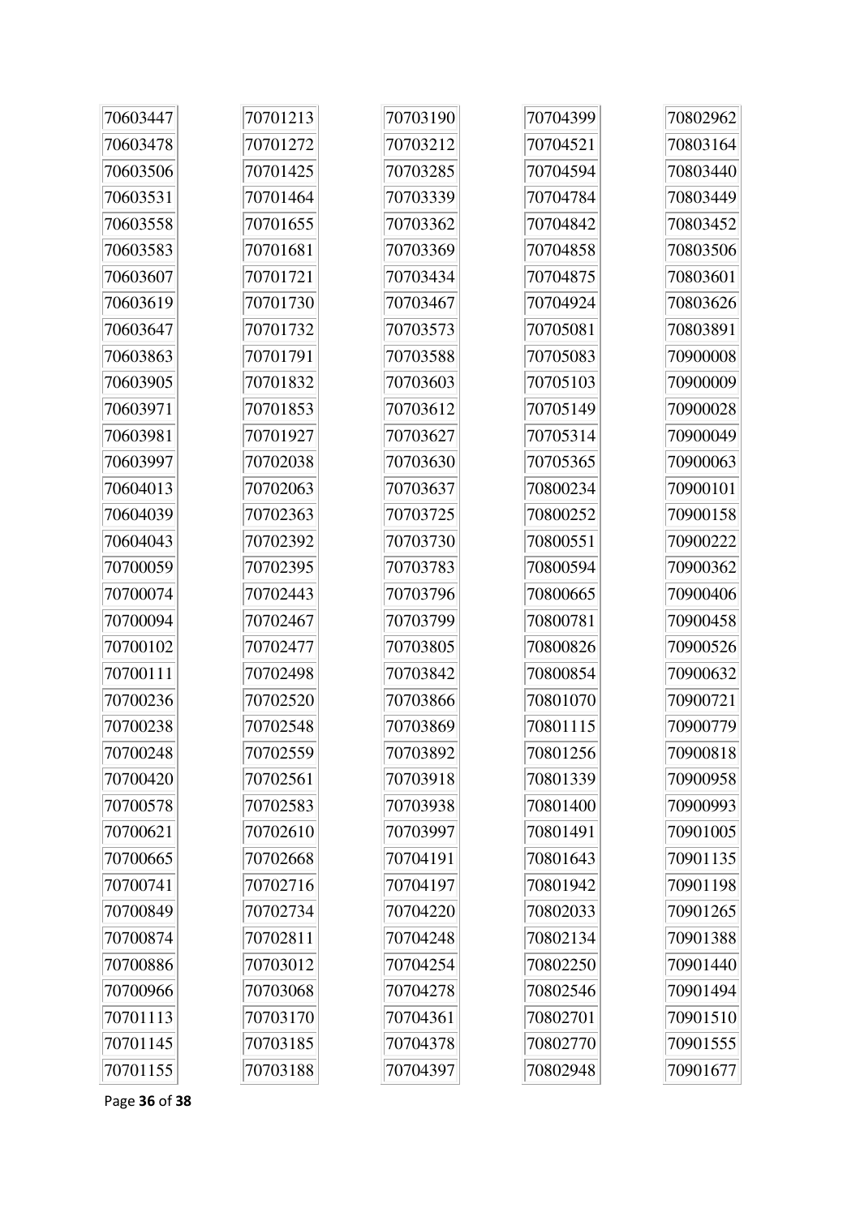| | | | | |
|---|---|---|---|---|
| 70603447 | 70701213 | 70703190 | 70704399 | 70802962 |
| 70603478 | 70701272 | 70703212 | 70704521 | 70803164 |
| 70603506 | 70701425 | 70703285 | 70704594 | 70803440 |
| 70603531 | 70701464 | 70703339 | 70704784 | 70803449 |
| 70603558 | 70701655 | 70703362 | 70704842 | 70803452 |
| 70603583 | 70701681 | 70703369 | 70704858 | 70803506 |
| 70603607 | 70701721 | 70703434 | 70704875 | 70803601 |
| 70603619 | 70701730 | 70703467 | 70704924 | 70803626 |
| 70603647 | 70701732 | 70703573 | 70705081 | 70803891 |
| 70603863 | 70701791 | 70703588 | 70705083 | 70900008 |
| 70603905 | 70701832 | 70703603 | 70705103 | 70900009 |
| 70603971 | 70701853 | 70703612 | 70705149 | 70900028 |
| 70603981 | 70701927 | 70703627 | 70705314 | 70900049 |
| 70603997 | 70702038 | 70703630 | 70705365 | 70900063 |
| 70604013 | 70702063 | 70703637 | 70800234 | 70900101 |
| 70604039 | 70702363 | 70703725 | 70800252 | 70900158 |
| 70604043 | 70702392 | 70703730 | 70800551 | 70900222 |
| 70700059 | 70702395 | 70703783 | 70800594 | 70900362 |
| 70700074 | 70702443 | 70703796 | 70800665 | 70900406 |
| 70700094 | 70702467 | 70703799 | 70800781 | 70900458 |
| 70700102 | 70702477 | 70703805 | 70800826 | 70900526 |
| 70700111 | 70702498 | 70703842 | 70800854 | 70900632 |
| 70700236 | 70702520 | 70703866 | 70801070 | 70900721 |
| 70700238 | 70702548 | 70703869 | 70801115 | 70900779 |
| 70700248 | 70702559 | 70703892 | 70801256 | 70900818 |
| 70700420 | 70702561 | 70703918 | 70801339 | 70900958 |
| 70700578 | 70702583 | 70703938 | 70801400 | 70900993 |
| 70700621 | 70702610 | 70703997 | 70801491 | 70901005 |
| 70700665 | 70702668 | 70704191 | 70801643 | 70901135 |
| 70700741 | 70702716 | 70704197 | 70801942 | 70901198 |
| 70700849 | 70702734 | 70704220 | 70802033 | 70901265 |
| 70700874 | 70702811 | 70704248 | 70802134 | 70901388 |
| 70700886 | 70703012 | 70704254 | 70802250 | 70901440 |
| 70700966 | 70703068 | 70704278 | 70802546 | 70901494 |
| 70701113 | 70703170 | 70704361 | 70802701 | 70901510 |
| 70701145 | 70703185 | 70704378 | 70802770 | 70901555 |
| 70701155 | 70703188 | 70704397 | 70802948 | 70901677 |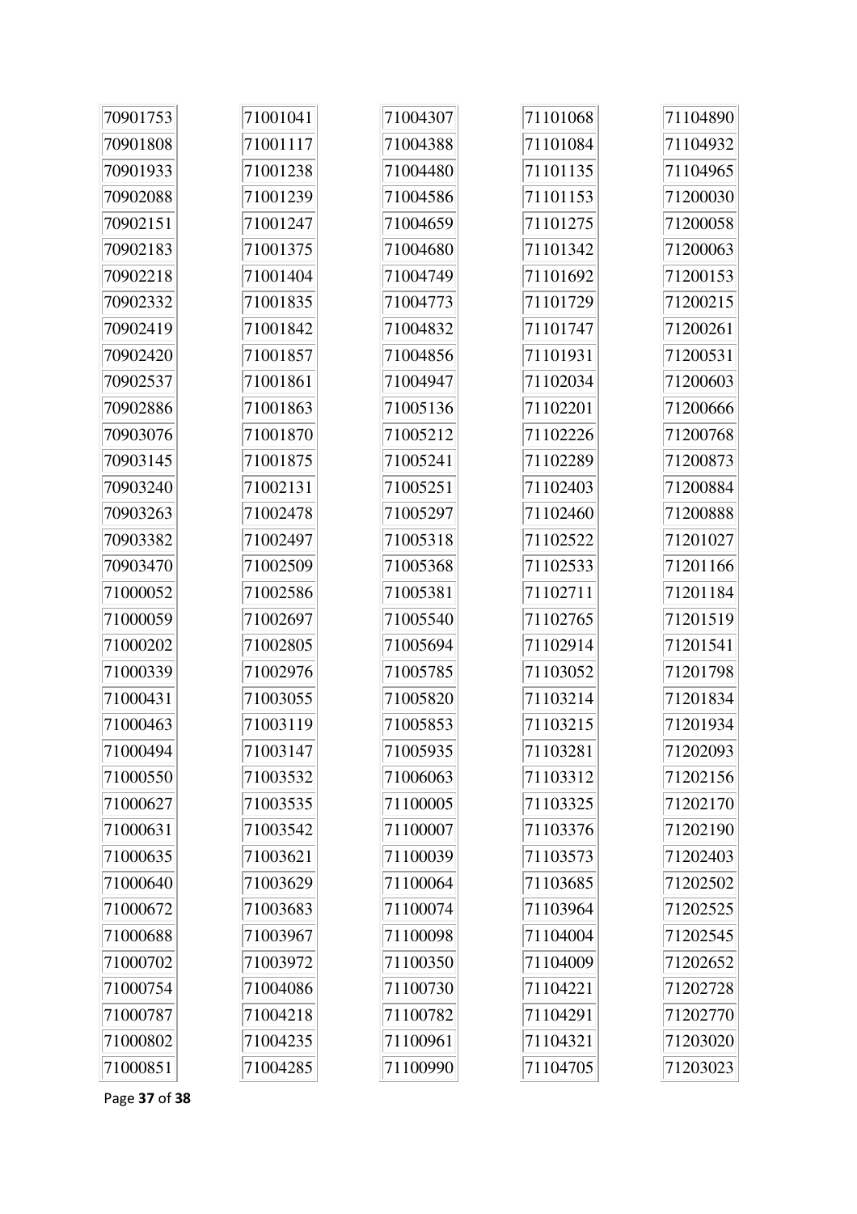70901753
70901808
70901933
70902088
70902151
70902183
70902218
70902332
70902419
70902420
70902537
70902886
70903076
70903145
70903240
70903263
70903382
70903470
71000052
71000059
71000202
71000339
71000431
71000463
71000494
71000550
71000627
71000631
71000635
71000640
71000672
71000688
71000702
71000754
71000787
71000802
71000851
71001041
71001117
71001238
71001239
71001247
71001375
71001404
71001835
71001842
71001857
71001861
71001863
71001870
71001875
71002131
71002478
71002497
71002509
71002586
71002697
71002805
71002976
71003055
71003119
71003147
71003532
71003535
71003542
71003621
71003629
71003683
71003967
71003972
71004086
71004218
71004235
71004285
71004307
71004388
71004480
71004586
71004659
71004680
71004749
71004773
71004832
71004856
71004947
71005136
71005212
71005241
71005251
71005297
71005318
71005368
71005381
71005540
71005694
71005785
71005820
71005853
71005935
71006063
71100005
71100007
71100039
71100064
71100074
71100098
71100350
71100730
71100782
71100961
71100990
71101068
71101084
71101135
71101153
71101275
71101342
71101692
71101729
71101747
71101931
71102034
71102201
71102226
71102289
71102403
71102460
71102522
71102533
71102711
71102765
71102914
71103052
71103214
71103215
71103281
71103312
71103325
71103376
71103573
71103685
71103964
71104004
71104009
71104221
71104291
71104321
71104705
71104890
71104932
71104965
71200030
71200058
71200063
71200153
71200215
71200261
71200531
71200603
71200666
71200768
71200873
71200884
71200888
71201027
71201166
71201184
71201519
71201541
71201798
71201834
71201934
71202093
71202156
71202170
71202190
71202403
71202502
71202525
71202545
71202652
71202728
71202770
71203020
71203023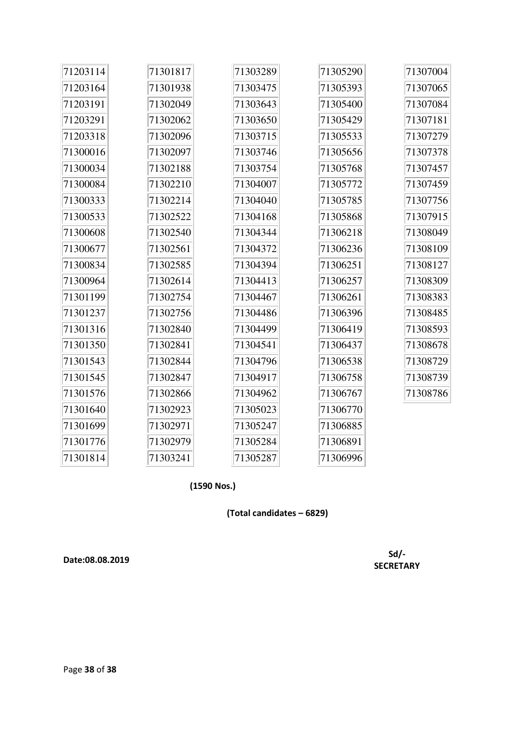| | | | | |
|---|---|---|---|---|
| 71203114 | 71301817 | 71303289 | 71305290 | 71307004 |
| 71203164 | 71301938 | 71303475 | 71305393 | 71307065 |
| 71203191 | 71302049 | 71303643 | 71305400 | 71307084 |
| 71203291 | 71302062 | 71303650 | 71305429 | 71307181 |
| 71203318 | 71302096 | 71303715 | 71305533 | 71307279 |
| 71300016 | 71302097 | 71303746 | 71305656 | 71307378 |
| 71300034 | 71302188 | 71303754 | 71305768 | 71307457 |
| 71300084 | 71302210 | 71304007 | 71305772 | 71307459 |
| 71300333 | 71302214 | 71304040 | 71305785 | 71307756 |
| 71300533 | 71302522 | 71304168 | 71305868 | 71307915 |
| 71300608 | 71302540 | 71304344 | 71306218 | 71308049 |
| 71300677 | 71302561 | 71304372 | 71306236 | 71308109 |
| 71300834 | 71302585 | 71304394 | 71306251 | 71308127 |
| 71300964 | 71302614 | 71304413 | 71306257 | 71308309 |
| 71301199 | 71302754 | 71304467 | 71306261 | 71308383 |
| 71301237 | 71302756 | 71304486 | 71306396 | 71308485 |
| 71301316 | 71302840 | 71304499 | 71306419 | 71308593 |
| 71301350 | 71302841 | 71304541 | 71306437 | 71308678 |
| 71301543 | 71302844 | 71304796 | 71306538 | 71308729 |
| 71301545 | 71302847 | 71304917 | 71306758 | 71308739 |
| 71301576 | 71302866 | 71304962 | 71306767 | 71308786 |
| 71301640 | 71302923 | 71305023 | 71306770 | |
| 71301699 | 71302971 | 71305247 | 71306885 | |
| 71301776 | 71302979 | 71305284 | 71306891 | |
| 71301814 | 71303241 | 71305287 | 71306996 | |

**(1590 Nos.)**

**(Total candidates – 6829)**

**Date:08.08.2019**

**Sd/-**
**SECRETARY**